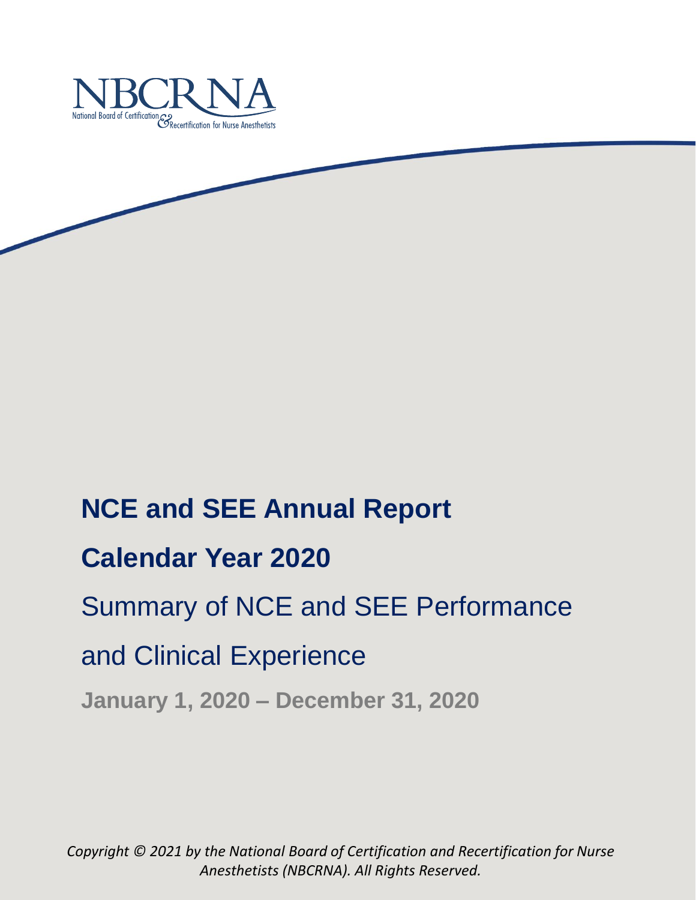NBCRNA

National Board of Certification & Recertification for Nurse Anesthetists

# NCE and SEE Annual Report

# Calendar Year 2020

## Summary of NCE and SEE Performance and Clinical Experience

**January 1, 2020 – December 31, 2020**

*Copyright © 2021 by the National Board of Certification and Recertification for Nurse Anesthetists (NBCRNA). All Rights Reserved.*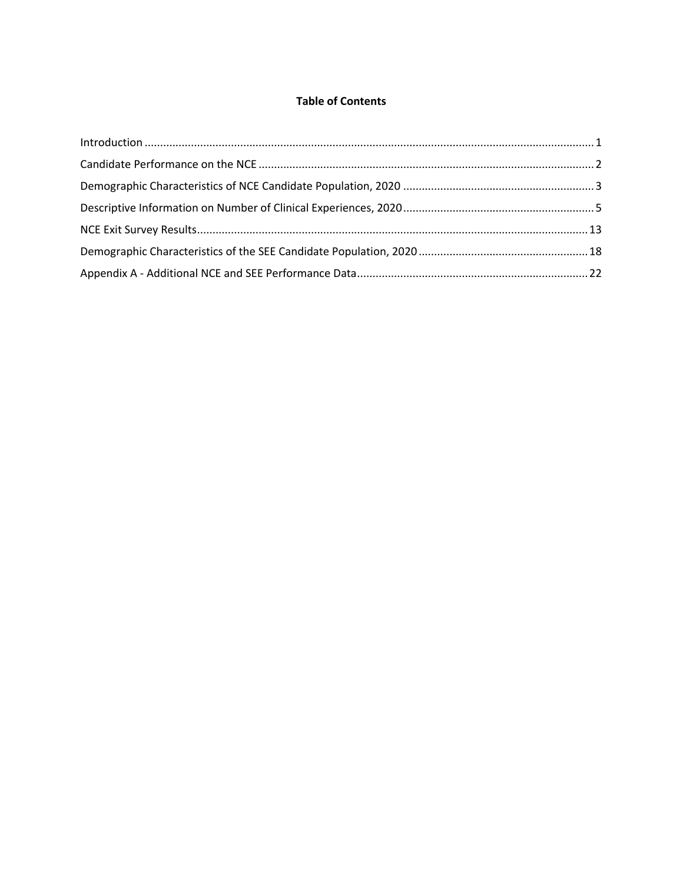**Table of Contents**

- Introduction ........................................................................................................................ 1
- Candidate Performance on the NCE ....................................................................................... 2
- Demographic Characteristics of NCE Candidate Population, 2020 ............................................ 3
- Descriptive Information on Number of Clinical Experiences, 2020 ............................................ 5
- NCE Exit Survey Results ....................................................................................................... 13
- Demographic Characteristics of the SEE Candidate Population, 2020 ...................................... 18
- Appendix A - Additional NCE and SEE Performance Data ......................................................... 22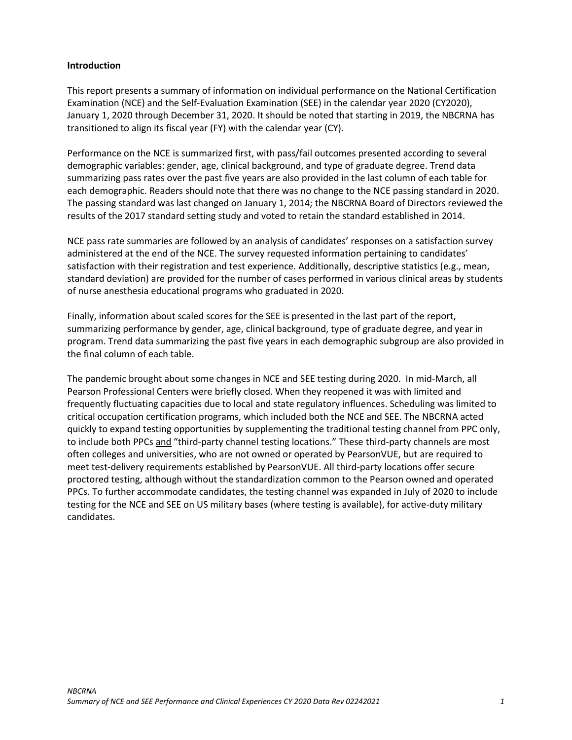**Introduction**

This report presents a summary of information on individual performance on the National Certification Examination (NCE) and the Self-Evaluation Examination (SEE) in the calendar year 2020 (CY2020), January 1, 2020 through December 31, 2020. It should be noted that starting in 2019, the NBCRNA has transitioned to align its fiscal year (FY) with the calendar year (CY).

Performance on the NCE is summarized first, with pass/fail outcomes presented according to several demographic variables: gender, age, clinical background, and type of graduate degree. Trend data summarizing pass rates over the past five years are also provided in the last column of each table for each demographic. Readers should note that there was no change to the NCE passing standard in 2020. The passing standard was last changed on January 1, 2014; the NBCRNA Board of Directors reviewed the results of the 2017 standard setting study and voted to retain the standard established in 2014.

NCE pass rate summaries are followed by an analysis of candidates' responses on a satisfaction survey administered at the end of the NCE. The survey requested information pertaining to candidates' satisfaction with their registration and test experience. Additionally, descriptive statistics (e.g., mean, standard deviation) are provided for the number of cases performed in various clinical areas by students of nurse anesthesia educational programs who graduated in 2020.

Finally, information about scaled scores for the SEE is presented in the last part of the report, summarizing performance by gender, age, clinical background, type of graduate degree, and year in program. Trend data summarizing the past five years in each demographic subgroup are also provided in the final column of each table.

The pandemic brought about some changes in NCE and SEE testing during 2020. In mid-March, all Pearson Professional Centers were briefly closed. When they reopened it was with limited and frequently fluctuating capacities due to local and state regulatory influences. Scheduling was limited to critical occupation certification programs, which included both the NCE and SEE. The NBCRNA acted quickly to expand testing opportunities by supplementing the traditional testing channel from PPC only, to include both PPCs and "third-party channel testing locations." These third-party channels are most often colleges and universities, who are not owned or operated by PearsonVUE, but are required to meet test-delivery requirements established by PearsonVUE. All third-party locations offer secure proctored testing, although without the standardization common to the Pearson owned and operated PPCs. To further accommodate candidates, the testing channel was expanded in July of 2020 to include testing for the NCE and SEE on US military bases (where testing is available), for active-duty military candidates.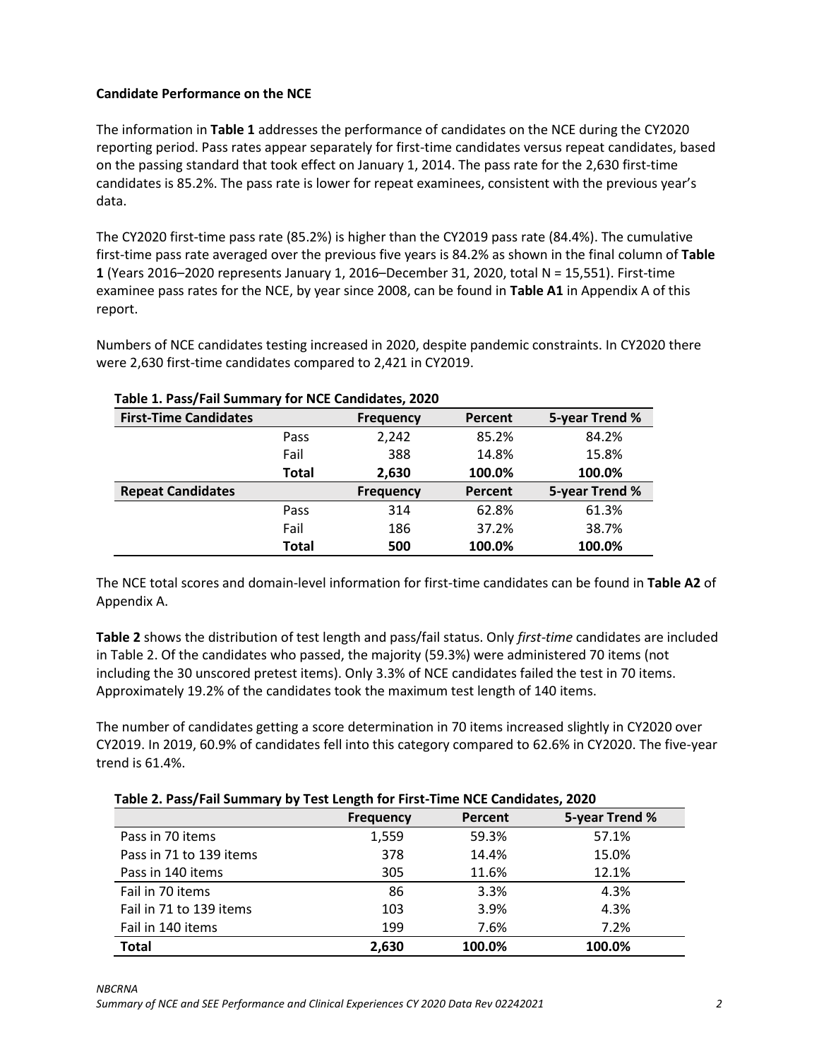**Candidate Performance on the NCE**

The information in **Table 1** addresses the performance of candidates on the NCE during the CY2020 reporting period. Pass rates appear separately for first-time candidates versus repeat candidates, based on the passing standard that took effect on January 1, 2014. The pass rate for the 2,630 first-time candidates is 85.2%. The pass rate is lower for repeat examinees, consistent with the previous year's data.

The CY2020 first-time pass rate (85.2%) is higher than the CY2019 pass rate (84.4%). The cumulative first-time pass rate averaged over the previous five years is 84.2% as shown in the final column of **Table 1** (Years 2016–2020 represents January 1, 2016–December 31, 2020, total N = 15,551). First-time examinee pass rates for the NCE, by year since 2008, can be found in **Table A1** in Appendix A of this report.

Numbers of NCE candidates testing increased in 2020, despite pandemic constraints. In CY2020 there were 2,630 first-time candidates compared to 2,421 in CY2019.

**Table 1. Pass/Fail Summary for NCE Candidates, 2020**

| **First-Time Candidates** | | **Frequency** | **Percent** | **5-year Trend %** |
|---|---|---|---|---|
| | Pass | 2,242 | 85.2% | 84.2% |
| | Fail | 388 | 14.8% | 15.8% |
| | **Total** | **2,630** | **100.0%** | **100.0%** |
| **Repeat Candidates** | | **Frequency** | **Percent** | **5-year Trend %** |
| | Pass | 314 | 62.8% | 61.3% |
| | Fail | 186 | 37.2% | 38.7% |
| | **Total** | **500** | **100.0%** | **100.0%** |

The NCE total scores and domain-level information for first-time candidates can be found in **Table A2** of Appendix A.

**Table 2** shows the distribution of test length and pass/fail status. Only *first-time* candidates are included in Table 2. Of the candidates who passed, the majority (59.3%) were administered 70 items (not including the 30 unscored pretest items). Only 3.3% of NCE candidates failed the test in 70 items. Approximately 19.2% of the candidates took the maximum test length of 140 items.

The number of candidates getting a score determination in 70 items increased slightly in CY2020 over CY2019. In 2019, 60.9% of candidates fell into this category compared to 62.6% in CY2020. The five-year trend is 61.4%.

**Table 2. Pass/Fail Summary by Test Length for First-Time NCE Candidates, 2020**

| | **Frequency** | **Percent** | **5-year Trend %** |
|---|---|---|---|
| Pass in 70 items | 1,559 | 59.3% | 57.1% |
| Pass in 71 to 139 items | 378 | 14.4% | 15.0% |
| Pass in 140 items | 305 | 11.6% | 12.1% |
| Fail in 70 items | 86 | 3.3% | 4.3% |
| Fail in 71 to 139 items | 103 | 3.9% | 4.3% |
| Fail in 140 items | 199 | 7.6% | 7.2% |
| **Total** | **2,630** | **100.0%** | **100.0%** |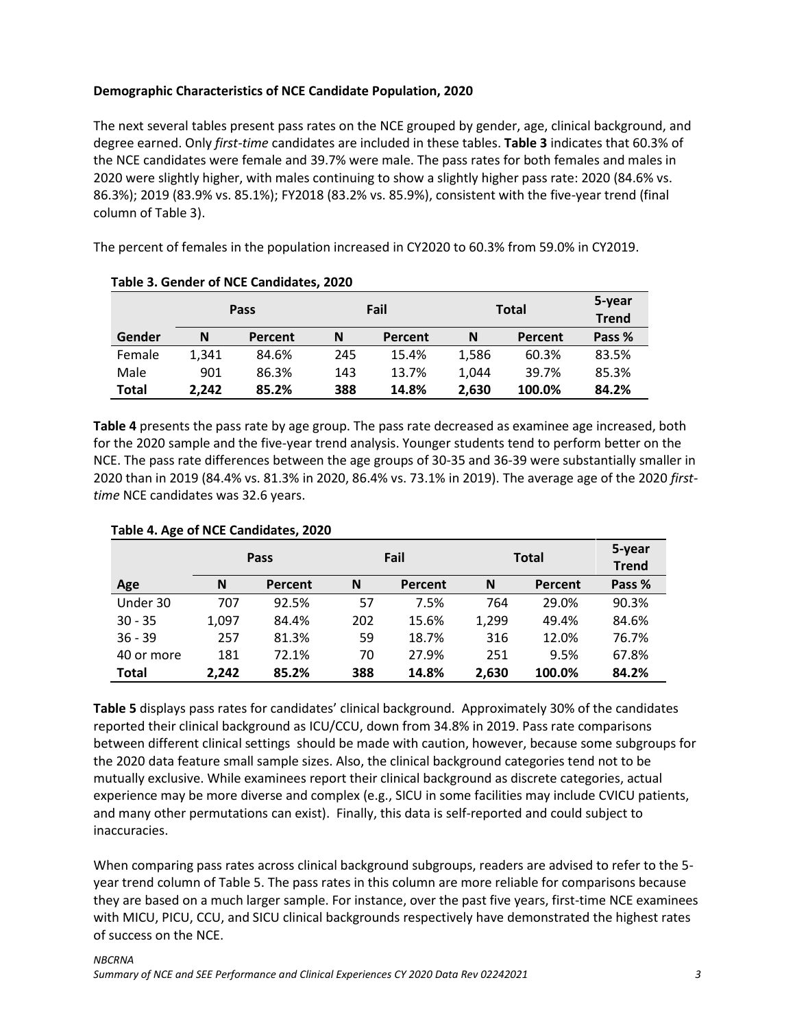**Demographic Characteristics of NCE Candidate Population, 2020**

The next several tables present pass rates on the NCE grouped by gender, age, clinical background, and degree earned. Only *first-time* candidates are included in these tables. **Table 3** indicates that 60.3% of the NCE candidates were female and 39.7% were male. The pass rates for both females and males in 2020 were slightly higher, with males continuing to show a slightly higher pass rate: 2020 (84.6% vs. 86.3%); 2019 (83.9% vs. 85.1%); FY2018 (83.2% vs. 85.9%), consistent with the five-year trend (final column of Table 3).

The percent of females in the population increased in CY2020 to 60.3% from 59.0% in CY2019.

**Table 3. Gender of NCE Candidates, 2020**

| | Pass | | Fail | | Total | | 5-year Trend |
|---|---|---|---|---|---|---|---|
| **Gender** | **N** | **Percent** | **N** | **Percent** | **N** | **Percent** | **Pass %** |
| Female | 1,341 | 84.6% | 245 | 15.4% | 1,586 | 60.3% | 83.5% |
| Male | 901 | 86.3% | 143 | 13.7% | 1,044 | 39.7% | 85.3% |
| **Total** | **2,242** | **85.2%** | **388** | **14.8%** | **2,630** | **100.0%** | **84.2%** |

**Table 4** presents the pass rate by age group. The pass rate decreased as examinee age increased, both for the 2020 sample and the five-year trend analysis. Younger students tend to perform better on the NCE. The pass rate differences between the age groups of 30-35 and 36-39 were substantially smaller in 2020 than in 2019 (84.4% vs. 81.3% in 2020, 86.4% vs. 73.1% in 2019). The average age of the 2020 *first-time* NCE candidates was 32.6 years.

**Table 4. Age of NCE Candidates, 2020**

| | Pass | | Fail | | Total | | 5-year Trend |
|---|---|---|---|---|---|---|---|
| **Age** | **N** | **Percent** | **N** | **Percent** | **N** | **Percent** | **Pass %** |
| Under 30 | 707 | 92.5% | 57 | 7.5% | 764 | 29.0% | 90.3% |
| 30 - 35 | 1,097 | 84.4% | 202 | 15.6% | 1,299 | 49.4% | 84.6% |
| 36 - 39 | 257 | 81.3% | 59 | 18.7% | 316 | 12.0% | 76.7% |
| 40 or more | 181 | 72.1% | 70 | 27.9% | 251 | 9.5% | 67.8% |
| **Total** | **2,242** | **85.2%** | **388** | **14.8%** | **2,630** | **100.0%** | **84.2%** |

**Table 5** displays pass rates for candidates' clinical background. Approximately 30% of the candidates reported their clinical background as ICU/CCU, down from 34.8% in 2019. Pass rate comparisons between different clinical settings should be made with caution, however, because some subgroups for the 2020 data feature small sample sizes. Also, the clinical background categories tend not to be mutually exclusive. While examinees report their clinical background as discrete categories, actual experience may be more diverse and complex (e.g., SICU in some facilities may include CVICU patients, and many other permutations can exist). Finally, this data is self-reported and could subject to inaccuracies.

When comparing pass rates across clinical background subgroups, readers are advised to refer to the 5-year trend column of Table 5. The pass rates in this column are more reliable for comparisons because they are based on a much larger sample. For instance, over the past five years, first-time NCE examinees with MICU, PICU, CCU, and SICU clinical backgrounds respectively have demonstrated the highest rates of success on the NCE.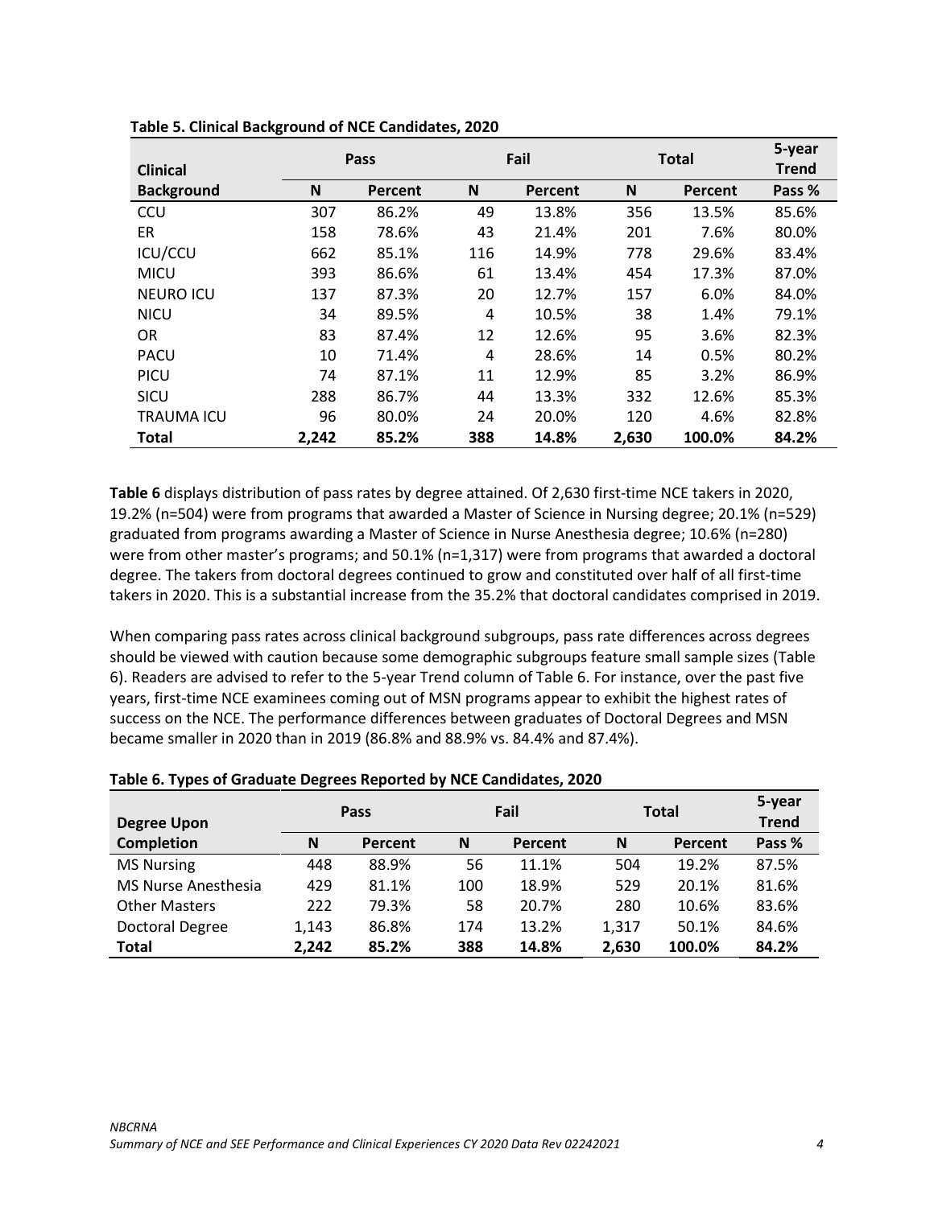**Table 5. Clinical Background of NCE Candidates, 2020**

| Clinical Background | Pass | | Fail | | Total | | 5-year Trend |
|---|---|---|---|---|---|---|---|
| | N | Percent | N | Percent | N | Percent | Pass % |
| CCU | 307 | 86.2% | 49 | 13.8% | 356 | 13.5% | 85.6% |
| ER | 158 | 78.6% | 43 | 21.4% | 201 | 7.6% | 80.0% |
| ICU/CCU | 662 | 85.1% | 116 | 14.9% | 778 | 29.6% | 83.4% |
| MICU | 393 | 86.6% | 61 | 13.4% | 454 | 17.3% | 87.0% |
| NEURO ICU | 137 | 87.3% | 20 | 12.7% | 157 | 6.0% | 84.0% |
| NICU | 34 | 89.5% | 4 | 10.5% | 38 | 1.4% | 79.1% |
| OR | 83 | 87.4% | 12 | 12.6% | 95 | 3.6% | 82.3% |
| PACU | 10 | 71.4% | 4 | 28.6% | 14 | 0.5% | 80.2% |
| PICU | 74 | 87.1% | 11 | 12.9% | 85 | 3.2% | 86.9% |
| SICU | 288 | 86.7% | 44 | 13.3% | 332 | 12.6% | 85.3% |
| TRAUMA ICU | 96 | 80.0% | 24 | 20.0% | 120 | 4.6% | 82.8% |
| **Total** | **2,242** | **85.2%** | **388** | **14.8%** | **2,630** | **100.0%** | **84.2%** |

**Table 6** displays distribution of pass rates by degree attained. Of 2,630 first-time NCE takers in 2020, 19.2% (n=504) were from programs that awarded a Master of Science in Nursing degree; 20.1% (n=529) graduated from programs awarding a Master of Science in Nurse Anesthesia degree; 10.6% (n=280) were from other master's programs; and 50.1% (n=1,317) were from programs that awarded a doctoral degree. The takers from doctoral degrees continued to grow and constituted over half of all first-time takers in 2020. This is a substantial increase from the 35.2% that doctoral candidates comprised in 2019.

When comparing pass rates across clinical background subgroups, pass rate differences across degrees should be viewed with caution because some demographic subgroups feature small sample sizes (Table 6). Readers are advised to refer to the 5-year Trend column of Table 6. For instance, over the past five years, first-time NCE examinees coming out of MSN programs appear to exhibit the highest rates of success on the NCE. The performance differences between graduates of Doctoral Degrees and MSN became smaller in 2020 than in 2019 (86.8% and 88.9% vs. 84.4% and 87.4%).

**Table 6. Types of Graduate Degrees Reported by NCE Candidates, 2020**

| Degree Upon Completion | Pass | | Fail | | Total | | 5-year Trend |
|---|---|---|---|---|---|---|---|
| | N | Percent | N | Percent | N | Percent | Pass % |
| MS Nursing | 448 | 88.9% | 56 | 11.1% | 504 | 19.2% | 87.5% |
| MS Nurse Anesthesia | 429 | 81.1% | 100 | 18.9% | 529 | 20.1% | 81.6% |
| Other Masters | 222 | 79.3% | 58 | 20.7% | 280 | 10.6% | 83.6% |
| Doctoral Degree | 1,143 | 86.8% | 174 | 13.2% | 1,317 | 50.1% | 84.6% |
| **Total** | **2,242** | **85.2%** | **388** | **14.8%** | **2,630** | **100.0%** | **84.2%** |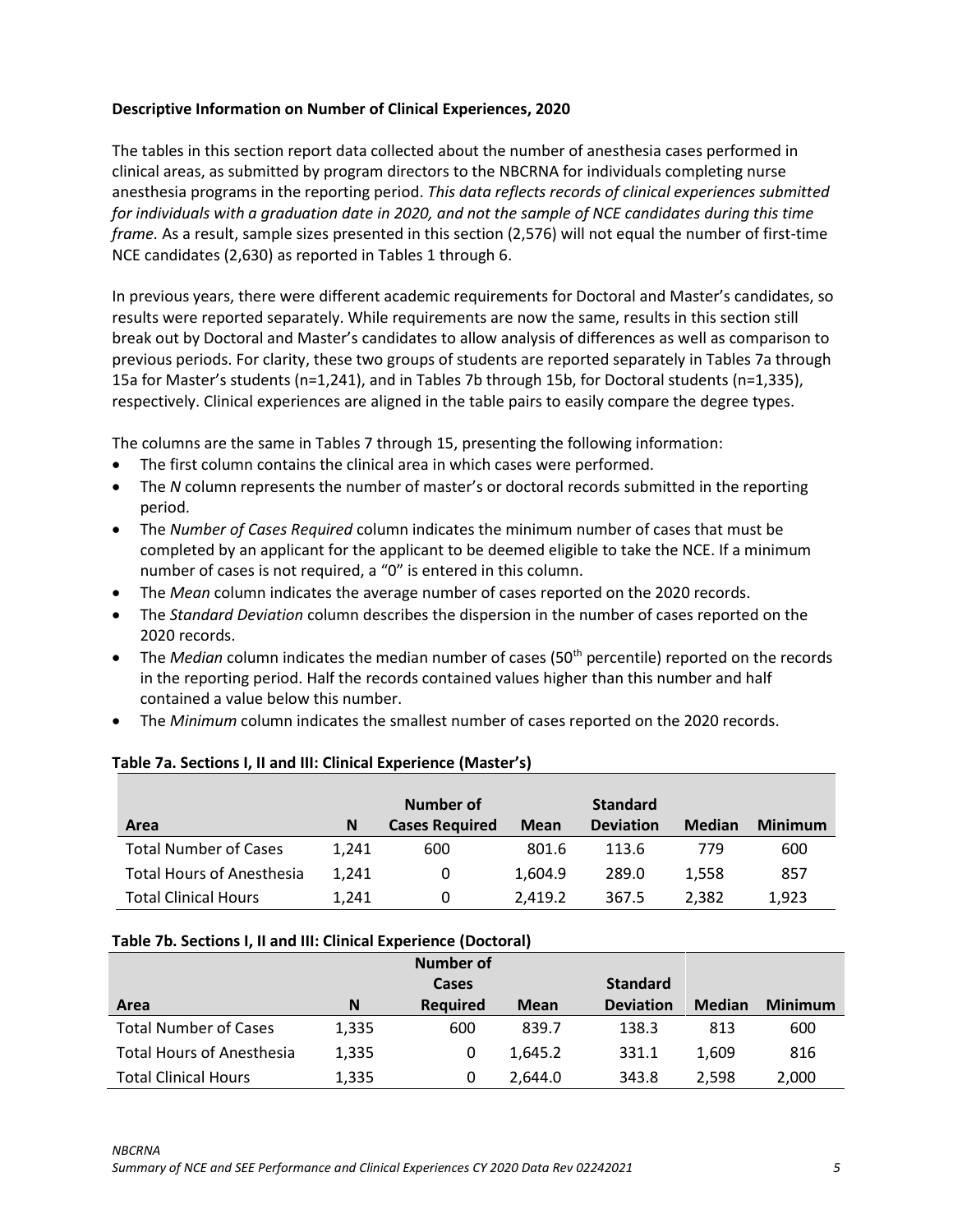**Descriptive Information on Number of Clinical Experiences, 2020**

The tables in this section report data collected about the number of anesthesia cases performed in clinical areas, as submitted by program directors to the NBCRNA for individuals completing nurse anesthesia programs in the reporting period. *This data reflects records of clinical experiences submitted for individuals with a graduation date in 2020, and not the sample of NCE candidates during this time frame.* As a result, sample sizes presented in this section (2,576) will not equal the number of first-time NCE candidates (2,630) as reported in Tables 1 through 6.

In previous years, there were different academic requirements for Doctoral and Master's candidates, so results were reported separately. While requirements are now the same, results in this section still break out by Doctoral and Master's candidates to allow analysis of differences as well as comparison to previous periods. For clarity, these two groups of students are reported separately in Tables 7a through 15a for Master's students (n=1,241), and in Tables 7b through 15b, for Doctoral students (n=1,335), respectively. Clinical experiences are aligned in the table pairs to easily compare the degree types.

The columns are the same in Tables 7 through 15, presenting the following information:

- The first column contains the clinical area in which cases were performed.
- The *N* column represents the number of master's or doctoral records submitted in the reporting period.
- The *Number of Cases Required* column indicates the minimum number of cases that must be completed by an applicant for the applicant to be deemed eligible to take the NCE. If a minimum number of cases is not required, a "0" is entered in this column.
- The *Mean* column indicates the average number of cases reported on the 2020 records.
- The *Standard Deviation* column describes the dispersion in the number of cases reported on the 2020 records.
- The *Median* column indicates the median number of cases (50th percentile) reported on the records in the reporting period. Half the records contained values higher than this number and half contained a value below this number.
- The *Minimum* column indicates the smallest number of cases reported on the 2020 records.

**Table 7a. Sections I, II and III: Clinical Experience (Master's)**

| Area | N | Number of Cases Required | Mean | Standard Deviation | Median | Minimum |
|---|---|---|---|---|---|---|
| Total Number of Cases | 1,241 | 600 | 801.6 | 113.6 | 779 | 600 |
| Total Hours of Anesthesia | 1,241 | 0 | 1,604.9 | 289.0 | 1,558 | 857 |
| Total Clinical Hours | 1,241 | 0 | 2,419.2 | 367.5 | 2,382 | 1,923 |

**Table 7b. Sections I, II and III: Clinical Experience (Doctoral)**

| Area | N | Number of Cases Required | Mean | Standard Deviation | Median | Minimum |
|---|---|---|---|---|---|---|
| Total Number of Cases | 1,335 | 600 | 839.7 | 138.3 | 813 | 600 |
| Total Hours of Anesthesia | 1,335 | 0 | 1,645.2 | 331.1 | 1,609 | 816 |
| Total Clinical Hours | 1,335 | 0 | 2,644.0 | 343.8 | 2,598 | 2,000 |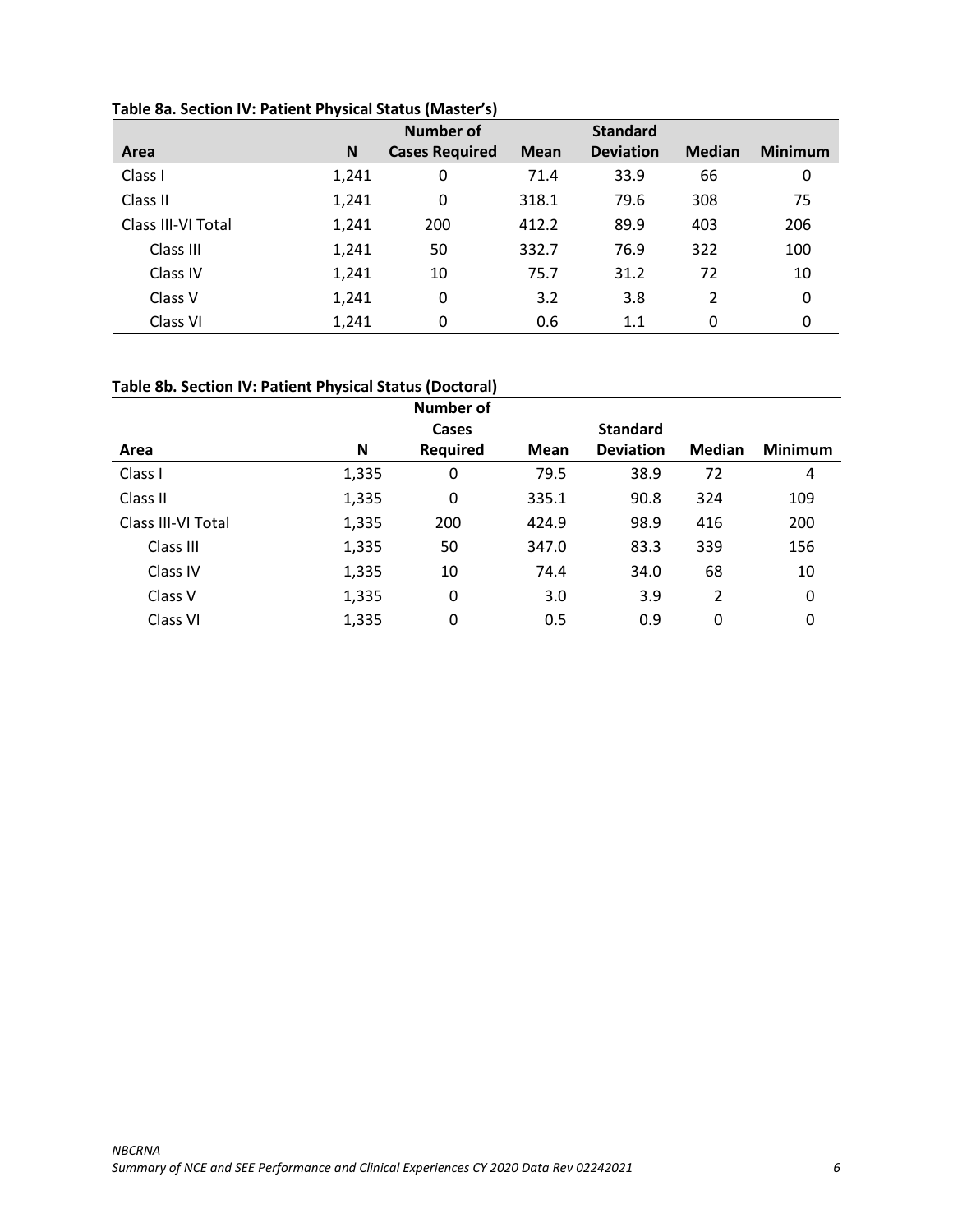**Table 8a. Section IV: Patient Physical Status (Master's)**

| Area | N | Number of Cases Required | Mean | Standard Deviation | Median | Minimum |
|---|---|---|---|---|---|---|
| Class I | 1,241 | 0 | 71.4 | 33.9 | 66 | 0 |
| Class II | 1,241 | 0 | 318.1 | 79.6 | 308 | 75 |
| Class III-VI Total | 1,241 | 200 | 412.2 | 89.9 | 403 | 206 |
| Class III | 1,241 | 50 | 332.7 | 76.9 | 322 | 100 |
| Class IV | 1,241 | 10 | 75.7 | 31.2 | 72 | 10 |
| Class V | 1,241 | 0 | 3.2 | 3.8 | 2 | 0 |
| Class VI | 1,241 | 0 | 0.6 | 1.1 | 0 | 0 |

**Table 8b. Section IV: Patient Physical Status (Doctoral)**

| Area | N | Number of Cases Required | Mean | Standard Deviation | Median | Minimum |
|---|---|---|---|---|---|---|
| Class I | 1,335 | 0 | 79.5 | 38.9 | 72 | 4 |
| Class II | 1,335 | 0 | 335.1 | 90.8 | 324 | 109 |
| Class III-VI Total | 1,335 | 200 | 424.9 | 98.9 | 416 | 200 |
| Class III | 1,335 | 50 | 347.0 | 83.3 | 339 | 156 |
| Class IV | 1,335 | 10 | 74.4 | 34.0 | 68 | 10 |
| Class V | 1,335 | 0 | 3.0 | 3.9 | 2 | 0 |
| Class VI | 1,335 | 0 | 0.5 | 0.9 | 0 | 0 |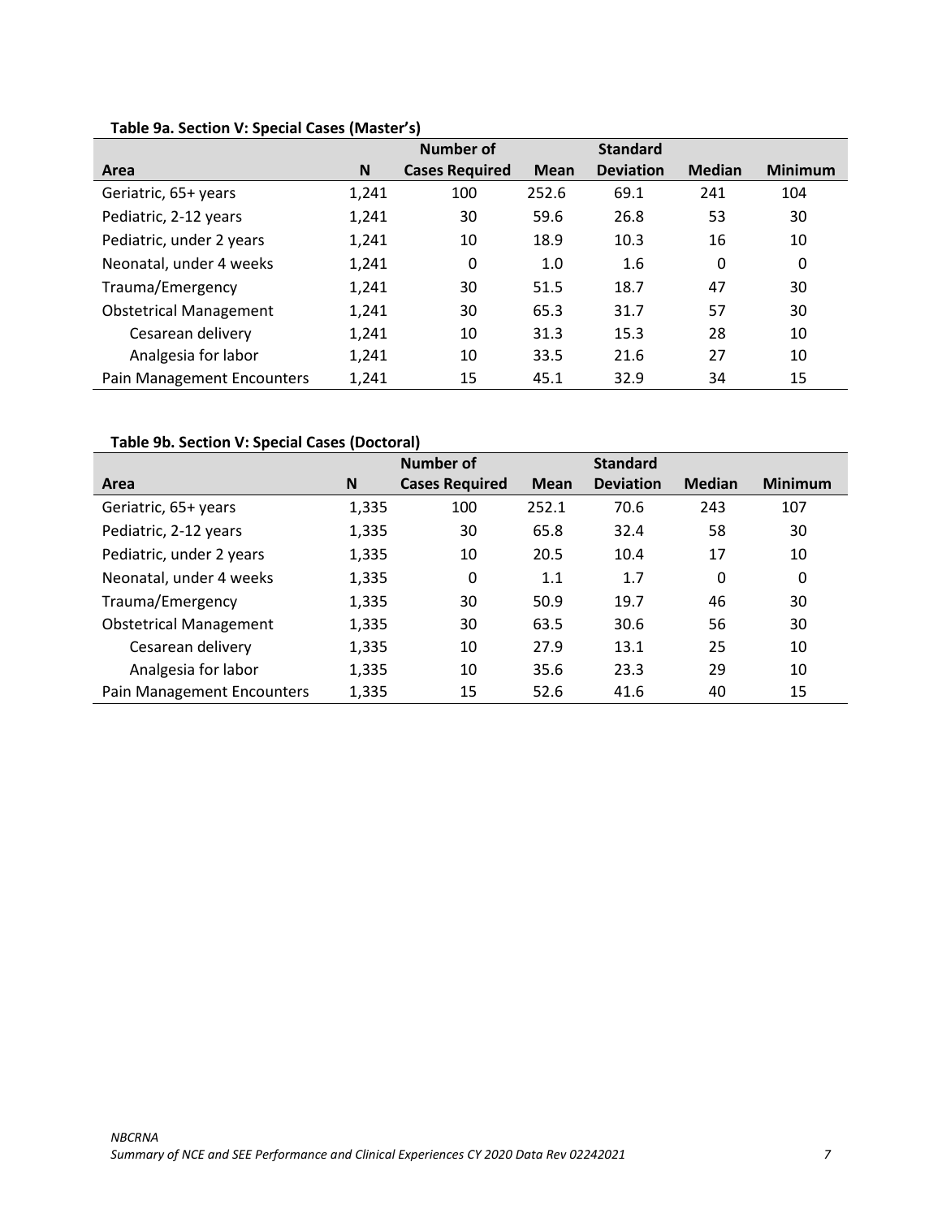**Table 9a. Section V: Special Cases (Master's)**

| Area | N | Number of Cases Required | Mean | Standard Deviation | Median | Minimum |
|---|---|---|---|---|---|---|
| Geriatric, 65+ years | 1,241 | 100 | 252.6 | 69.1 | 241 | 104 |
| Pediatric, 2-12 years | 1,241 | 30 | 59.6 | 26.8 | 53 | 30 |
| Pediatric, under 2 years | 1,241 | 10 | 18.9 | 10.3 | 16 | 10 |
| Neonatal, under 4 weeks | 1,241 | 0 | 1.0 | 1.6 | 0 | 0 |
| Trauma/Emergency | 1,241 | 30 | 51.5 | 18.7 | 47 | 30 |
| Obstetrical Management | 1,241 | 30 | 65.3 | 31.7 | 57 | 30 |
| Cesarean delivery | 1,241 | 10 | 31.3 | 15.3 | 28 | 10 |
| Analgesia for labor | 1,241 | 10 | 33.5 | 21.6 | 27 | 10 |
| Pain Management Encounters | 1,241 | 15 | 45.1 | 32.9 | 34 | 15 |

**Table 9b. Section V: Special Cases (Doctoral)**

| Area | N | Number of Cases Required | Mean | Standard Deviation | Median | Minimum |
|---|---|---|---|---|---|---|
| Geriatric, 65+ years | 1,335 | 100 | 252.1 | 70.6 | 243 | 107 |
| Pediatric, 2-12 years | 1,335 | 30 | 65.8 | 32.4 | 58 | 30 |
| Pediatric, under 2 years | 1,335 | 10 | 20.5 | 10.4 | 17 | 10 |
| Neonatal, under 4 weeks | 1,335 | 0 | 1.1 | 1.7 | 0 | 0 |
| Trauma/Emergency | 1,335 | 30 | 50.9 | 19.7 | 46 | 30 |
| Obstetrical Management | 1,335 | 30 | 63.5 | 30.6 | 56 | 30 |
| Cesarean delivery | 1,335 | 10 | 27.9 | 13.1 | 25 | 10 |
| Analgesia for labor | 1,335 | 10 | 35.6 | 23.3 | 29 | 10 |
| Pain Management Encounters | 1,335 | 15 | 52.6 | 41.6 | 40 | 15 |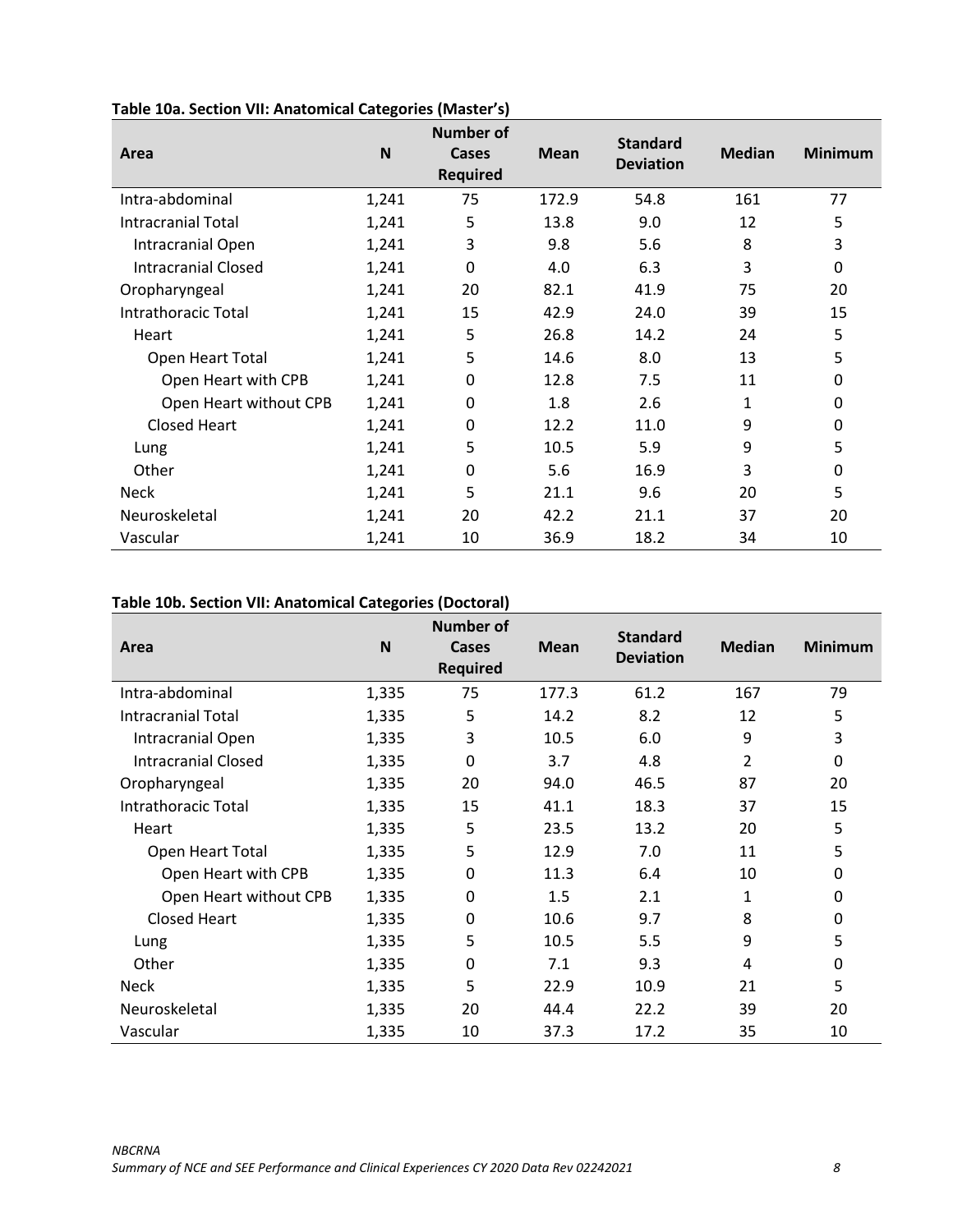**Table 10a. Section VII: Anatomical Categories (Master's)**

| Area | N | Number of Cases Required | Mean | Standard Deviation | Median | Minimum |
|---|---|---|---|---|---|---|
| Intra-abdominal | 1,241 | 75 | 172.9 | 54.8 | 161 | 77 |
| Intracranial Total | 1,241 | 5 | 13.8 | 9.0 | 12 | 5 |
| Intracranial Open | 1,241 | 3 | 9.8 | 5.6 | 8 | 3 |
| Intracranial Closed | 1,241 | 0 | 4.0 | 6.3 | 3 | 0 |
| Oropharyngeal | 1,241 | 20 | 82.1 | 41.9 | 75 | 20 |
| Intrathoracic Total | 1,241 | 15 | 42.9 | 24.0 | 39 | 15 |
| Heart | 1,241 | 5 | 26.8 | 14.2 | 24 | 5 |
| Open Heart Total | 1,241 | 5 | 14.6 | 8.0 | 13 | 5 |
| Open Heart with CPB | 1,241 | 0 | 12.8 | 7.5 | 11 | 0 |
| Open Heart without CPB | 1,241 | 0 | 1.8 | 2.6 | 1 | 0 |
| Closed Heart | 1,241 | 0 | 12.2 | 11.0 | 9 | 0 |
| Lung | 1,241 | 5 | 10.5 | 5.9 | 9 | 5 |
| Other | 1,241 | 0 | 5.6 | 16.9 | 3 | 0 |
| Neck | 1,241 | 5 | 21.1 | 9.6 | 20 | 5 |
| Neuroskeletal | 1,241 | 20 | 42.2 | 21.1 | 37 | 20 |
| Vascular | 1,241 | 10 | 36.9 | 18.2 | 34 | 10 |

**Table 10b. Section VII: Anatomical Categories (Doctoral)**

| Area | N | Number of Cases Required | Mean | Standard Deviation | Median | Minimum |
|---|---|---|---|---|---|---|
| Intra-abdominal | 1,335 | 75 | 177.3 | 61.2 | 167 | 79 |
| Intracranial Total | 1,335 | 5 | 14.2 | 8.2 | 12 | 5 |
| Intracranial Open | 1,335 | 3 | 10.5 | 6.0 | 9 | 3 |
| Intracranial Closed | 1,335 | 0 | 3.7 | 4.8 | 2 | 0 |
| Oropharyngeal | 1,335 | 20 | 94.0 | 46.5 | 87 | 20 |
| Intrathoracic Total | 1,335 | 15 | 41.1 | 18.3 | 37 | 15 |
| Heart | 1,335 | 5 | 23.5 | 13.2 | 20 | 5 |
| Open Heart Total | 1,335 | 5 | 12.9 | 7.0 | 11 | 5 |
| Open Heart with CPB | 1,335 | 0 | 11.3 | 6.4 | 10 | 0 |
| Open Heart without CPB | 1,335 | 0 | 1.5 | 2.1 | 1 | 0 |
| Closed Heart | 1,335 | 0 | 10.6 | 9.7 | 8 | 0 |
| Lung | 1,335 | 5 | 10.5 | 5.5 | 9 | 5 |
| Other | 1,335 | 0 | 7.1 | 9.3 | 4 | 0 |
| Neck | 1,335 | 5 | 22.9 | 10.9 | 21 | 5 |
| Neuroskeletal | 1,335 | 20 | 44.4 | 22.2 | 39 | 20 |
| Vascular | 1,335 | 10 | 37.3 | 17.2 | 35 | 10 |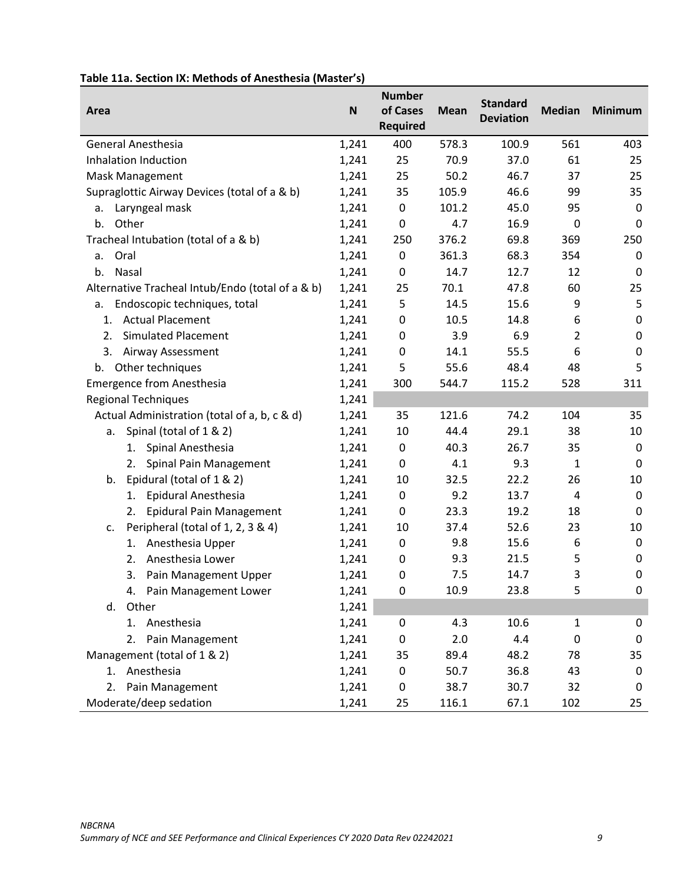**Table 11a. Section IX: Methods of Anesthesia (Master's)**

| Area | N | Number of Cases Required | Mean | Standard Deviation | Median | Minimum |
|---|---|---|---|---|---|---|
| General Anesthesia | 1,241 | 400 | 578.3 | 100.9 | 561 | 403 |
| Inhalation Induction | 1,241 | 25 | 70.9 | 37.0 | 61 | 25 |
| Mask Management | 1,241 | 25 | 50.2 | 46.7 | 37 | 25 |
| Supraglottic Airway Devices (total of a & b) | 1,241 | 35 | 105.9 | 46.6 | 99 | 35 |
| a. Laryngeal mask | 1,241 | 0 | 101.2 | 45.0 | 95 | 0 |
| b. Other | 1,241 | 0 | 4.7 | 16.9 | 0 | 0 |
| Tracheal Intubation (total of a & b) | 1,241 | 250 | 376.2 | 69.8 | 369 | 250 |
| a. Oral | 1,241 | 0 | 361.3 | 68.3 | 354 | 0 |
| b. Nasal | 1,241 | 0 | 14.7 | 12.7 | 12 | 0 |
| Alternative Tracheal Intub/Endo (total of a & b) | 1,241 | 25 | 70.1 | 47.8 | 60 | 25 |
| a. Endoscopic techniques, total | 1,241 | 5 | 14.5 | 15.6 | 9 | 5 |
| 1. Actual Placement | 1,241 | 0 | 10.5 | 14.8 | 6 | 0 |
| 2. Simulated Placement | 1,241 | 0 | 3.9 | 6.9 | 2 | 0 |
| 3. Airway Assessment | 1,241 | 0 | 14.1 | 55.5 | 6 | 0 |
| b. Other techniques | 1,241 | 5 | 55.6 | 48.4 | 48 | 5 |
| Emergence from Anesthesia | 1,241 | 300 | 544.7 | 115.2 | 528 | 311 |
| Regional Techniques | 1,241 | | | | | |
| Actual Administration (total of a, b, c & d) | 1,241 | 35 | 121.6 | 74.2 | 104 | 35 |
| a. Spinal (total of 1 & 2) | 1,241 | 10 | 44.4 | 29.1 | 38 | 10 |
| 1. Spinal Anesthesia | 1,241 | 0 | 40.3 | 26.7 | 35 | 0 |
| 2. Spinal Pain Management | 1,241 | 0 | 4.1 | 9.3 | 1 | 0 |
| b. Epidural (total of 1 & 2) | 1,241 | 10 | 32.5 | 22.2 | 26 | 10 |
| 1. Epidural Anesthesia | 1,241 | 0 | 9.2 | 13.7 | 4 | 0 |
| 2. Epidural Pain Management | 1,241 | 0 | 23.3 | 19.2 | 18 | 0 |
| c. Peripheral (total of 1, 2, 3 & 4) | 1,241 | 10 | 37.4 | 52.6 | 23 | 10 |
| 1. Anesthesia Upper | 1,241 | 0 | 9.8 | 15.6 | 6 | 0 |
| 2. Anesthesia Lower | 1,241 | 0 | 9.3 | 21.5 | 5 | 0 |
| 3. Pain Management Upper | 1,241 | 0 | 7.5 | 14.7 | 3 | 0 |
| 4. Pain Management Lower | 1,241 | 0 | 10.9 | 23.8 | 5 | 0 |
| d. Other | 1,241 | | | | | |
| 1. Anesthesia | 1,241 | 0 | 4.3 | 10.6 | 1 | 0 |
| 2. Pain Management | 1,241 | 0 | 2.0 | 4.4 | 0 | 0 |
| Management (total of 1 & 2) | 1,241 | 35 | 89.4 | 48.2 | 78 | 35 |
| 1. Anesthesia | 1,241 | 0 | 50.7 | 36.8 | 43 | 0 |
| 2. Pain Management | 1,241 | 0 | 38.7 | 30.7 | 32 | 0 |
| Moderate/deep sedation | 1,241 | 25 | 116.1 | 67.1 | 102 | 25 |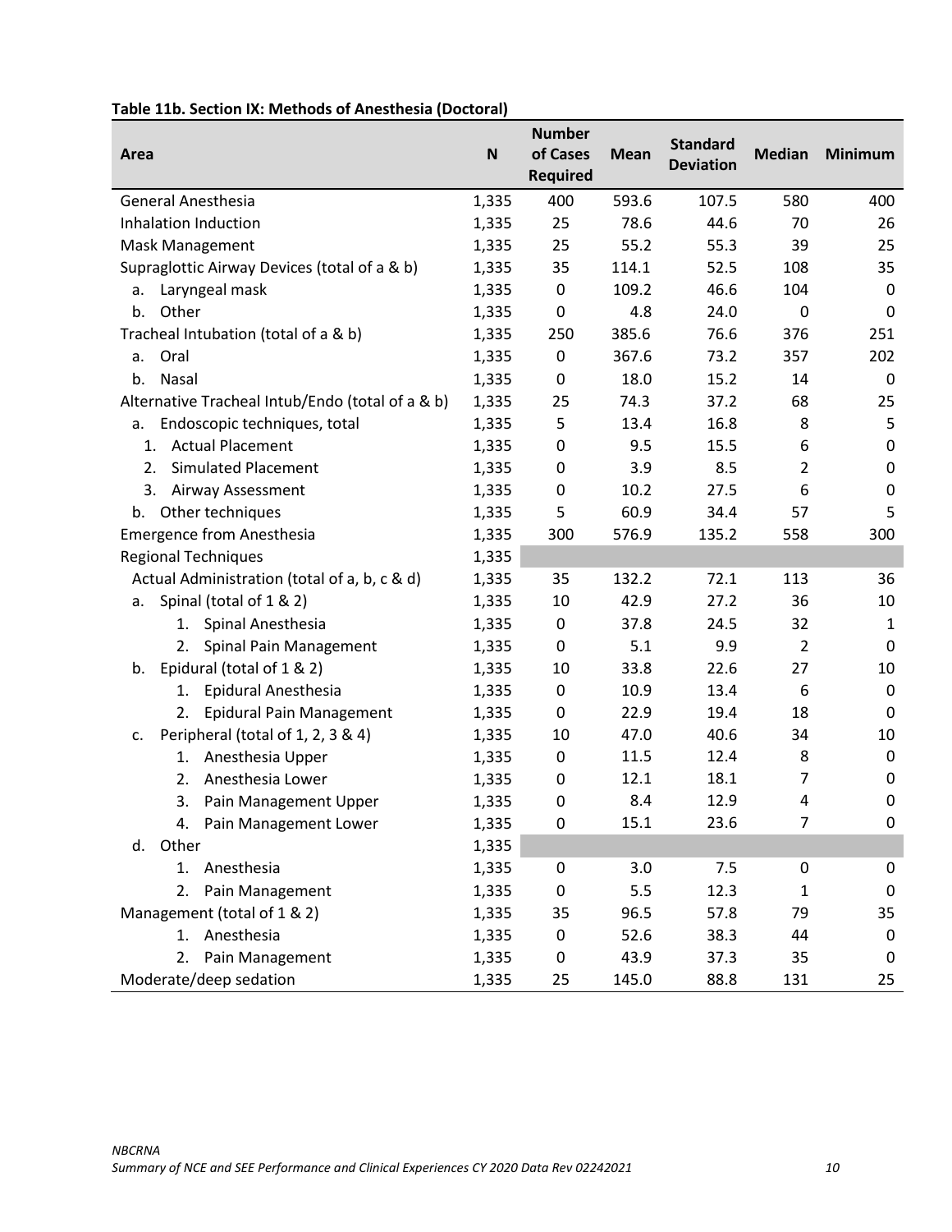**Table 11b. Section IX: Methods of Anesthesia (Doctoral)**

| Area | N | Number of Cases Required | Mean | Standard Deviation | Median | Minimum |
|---|---|---|---|---|---|---|
| General Anesthesia | 1,335 | 400 | 593.6 | 107.5 | 580 | 400 |
| Inhalation Induction | 1,335 | 25 | 78.6 | 44.6 | 70 | 26 |
| Mask Management | 1,335 | 25 | 55.2 | 55.3 | 39 | 25 |
| Supraglottic Airway Devices (total of a & b) | 1,335 | 35 | 114.1 | 52.5 | 108 | 35 |
| a. Laryngeal mask | 1,335 | 0 | 109.2 | 46.6 | 104 | 0 |
| b. Other | 1,335 | 0 | 4.8 | 24.0 | 0 | 0 |
| Tracheal Intubation (total of a & b) | 1,335 | 250 | 385.6 | 76.6 | 376 | 251 |
| a. Oral | 1,335 | 0 | 367.6 | 73.2 | 357 | 202 |
| b. Nasal | 1,335 | 0 | 18.0 | 15.2 | 14 | 0 |
| Alternative Tracheal Intub/Endo (total of a & b) | 1,335 | 25 | 74.3 | 37.2 | 68 | 25 |
| a. Endoscopic techniques, total | 1,335 | 5 | 13.4 | 16.8 | 8 | 5 |
| 1. Actual Placement | 1,335 | 0 | 9.5 | 15.5 | 6 | 0 |
| 2. Simulated Placement | 1,335 | 0 | 3.9 | 8.5 | 2 | 0 |
| 3. Airway Assessment | 1,335 | 0 | 10.2 | 27.5 | 6 | 0 |
| b. Other techniques | 1,335 | 5 | 60.9 | 34.4 | 57 | 5 |
| Emergence from Anesthesia | 1,335 | 300 | 576.9 | 135.2 | 558 | 300 |
| Regional Techniques | 1,335 | | | | | |
| Actual Administration (total of a, b, c & d) | 1,335 | 35 | 132.2 | 72.1 | 113 | 36 |
| a. Spinal (total of 1 & 2) | 1,335 | 10 | 42.9 | 27.2 | 36 | 10 |
| 1. Spinal Anesthesia | 1,335 | 0 | 37.8 | 24.5 | 32 | 1 |
| 2. Spinal Pain Management | 1,335 | 0 | 5.1 | 9.9 | 2 | 0 |
| b. Epidural (total of 1 & 2) | 1,335 | 10 | 33.8 | 22.6 | 27 | 10 |
| 1. Epidural Anesthesia | 1,335 | 0 | 10.9 | 13.4 | 6 | 0 |
| 2. Epidural Pain Management | 1,335 | 0 | 22.9 | 19.4 | 18 | 0 |
| c. Peripheral (total of 1, 2, 3 & 4) | 1,335 | 10 | 47.0 | 40.6 | 34 | 10 |
| 1. Anesthesia Upper | 1,335 | 0 | 11.5 | 12.4 | 8 | 0 |
| 2. Anesthesia Lower | 1,335 | 0 | 12.1 | 18.1 | 7 | 0 |
| 3. Pain Management Upper | 1,335 | 0 | 8.4 | 12.9 | 4 | 0 |
| 4. Pain Management Lower | 1,335 | 0 | 15.1 | 23.6 | 7 | 0 |
| d. Other | 1,335 | | | | | |
| 1. Anesthesia | 1,335 | 0 | 3.0 | 7.5 | 0 | 0 |
| 2. Pain Management | 1,335 | 0 | 5.5 | 12.3 | 1 | 0 |
| Management (total of 1 & 2) | 1,335 | 35 | 96.5 | 57.8 | 79 | 35 |
| 1. Anesthesia | 1,335 | 0 | 52.6 | 38.3 | 44 | 0 |
| 2. Pain Management | 1,335 | 0 | 43.9 | 37.3 | 35 | 0 |
| Moderate/deep sedation | 1,335 | 25 | 145.0 | 88.8 | 131 | 25 |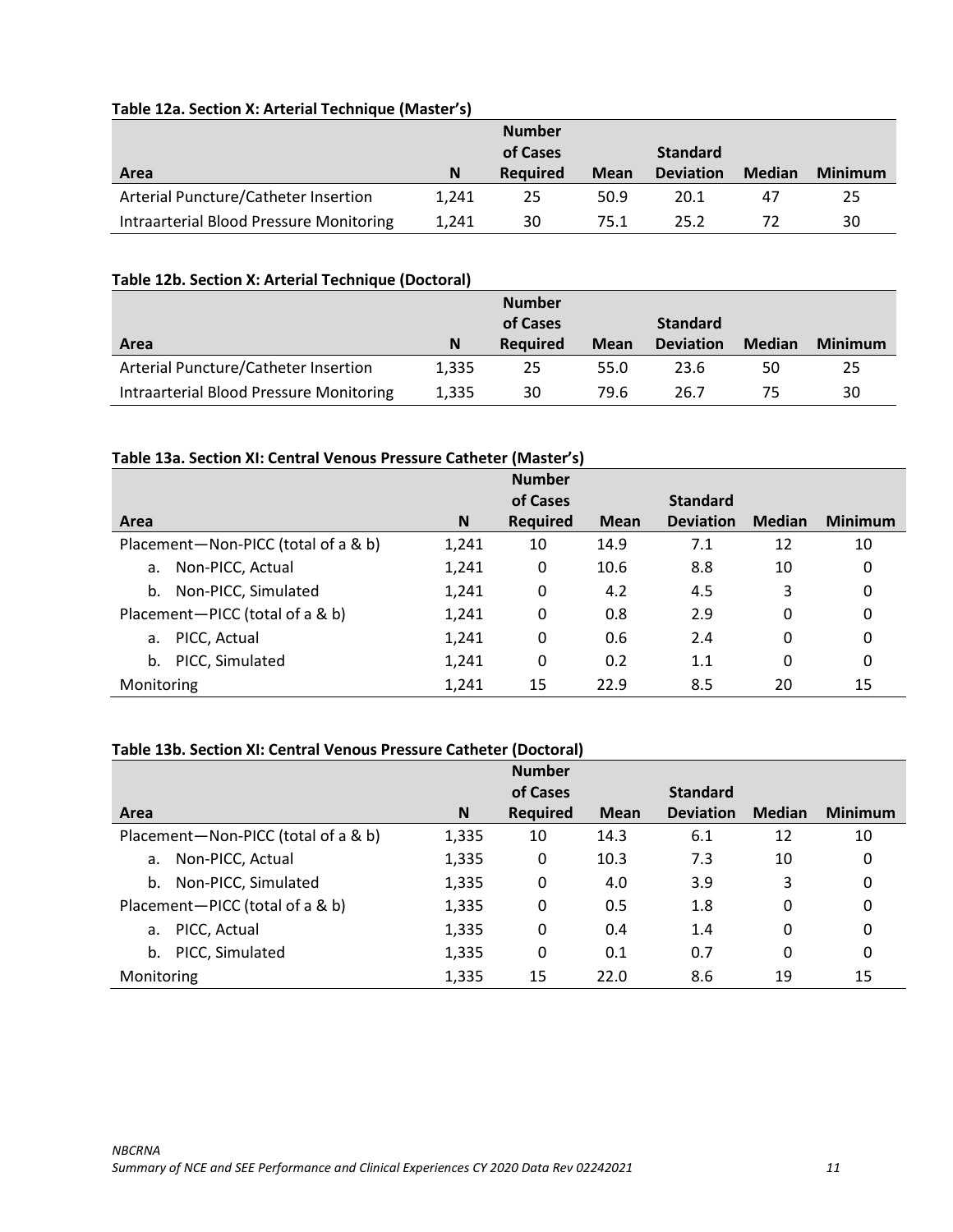**Table 12a. Section X: Arterial Technique (Master's)**

| Area | N | Number of Cases Required | Mean | Standard Deviation | Median | Minimum |
|---|---|---|---|---|---|---|
| Arterial Puncture/Catheter Insertion | 1,241 | 25 | 50.9 | 20.1 | 47 | 25 |
| Intraarterial Blood Pressure Monitoring | 1,241 | 30 | 75.1 | 25.2 | 72 | 30 |

**Table 12b. Section X: Arterial Technique (Doctoral)**

| Area | N | Number of Cases Required | Mean | Standard Deviation | Median | Minimum |
|---|---|---|---|---|---|---|
| Arterial Puncture/Catheter Insertion | 1,335 | 25 | 55.0 | 23.6 | 50 | 25 |
| Intraarterial Blood Pressure Monitoring | 1,335 | 30 | 79.6 | 26.7 | 75 | 30 |

**Table 13a. Section XI: Central Venous Pressure Catheter (Master's)**

| Area | N | Number of Cases Required | Mean | Standard Deviation | Median | Minimum |
|---|---|---|---|---|---|---|
| Placement—Non-PICC (total of a & b) | 1,241 | 10 | 14.9 | 7.1 | 12 | 10 |
| a. Non-PICC, Actual | 1,241 | 0 | 10.6 | 8.8 | 10 | 0 |
| b. Non-PICC, Simulated | 1,241 | 0 | 4.2 | 4.5 | 3 | 0 |
| Placement—PICC (total of a & b) | 1,241 | 0 | 0.8 | 2.9 | 0 | 0 |
| a. PICC, Actual | 1,241 | 0 | 0.6 | 2.4 | 0 | 0 |
| b. PICC, Simulated | 1,241 | 0 | 0.2 | 1.1 | 0 | 0 |
| Monitoring | 1,241 | 15 | 22.9 | 8.5 | 20 | 15 |

**Table 13b. Section XI: Central Venous Pressure Catheter (Doctoral)**

| Area | N | Number of Cases Required | Mean | Standard Deviation | Median | Minimum |
|---|---|---|---|---|---|---|
| Placement—Non-PICC (total of a & b) | 1,335 | 10 | 14.3 | 6.1 | 12 | 10 |
| a. Non-PICC, Actual | 1,335 | 0 | 10.3 | 7.3 | 10 | 0 |
| b. Non-PICC, Simulated | 1,335 | 0 | 4.0 | 3.9 | 3 | 0 |
| Placement—PICC (total of a & b) | 1,335 | 0 | 0.5 | 1.8 | 0 | 0 |
| a. PICC, Actual | 1,335 | 0 | 0.4 | 1.4 | 0 | 0 |
| b. PICC, Simulated | 1,335 | 0 | 0.1 | 0.7 | 0 | 0 |
| Monitoring | 1,335 | 15 | 22.0 | 8.6 | 19 | 15 |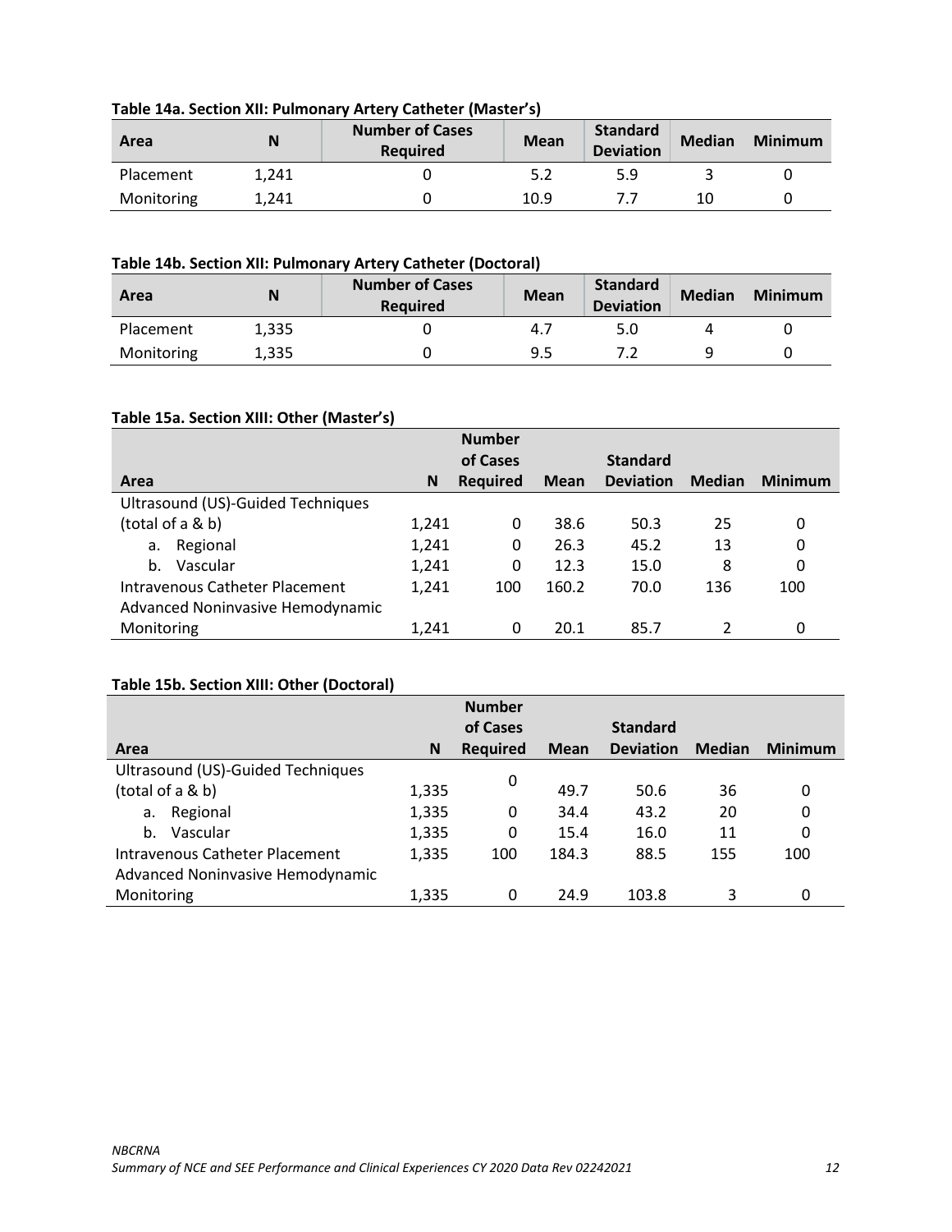**Table 14a. Section XII: Pulmonary Artery Catheter (Master's)**

| Area | N | Number of Cases Required | Mean | Standard Deviation | Median | Minimum |
|---|---|---|---|---|---|---|
| Placement | 1,241 | 0 | 5.2 | 5.9 | 3 | 0 |
| Monitoring | 1,241 | 0 | 10.9 | 7.7 | 10 | 0 |

**Table 14b. Section XII: Pulmonary Artery Catheter (Doctoral)**

| Area | N | Number of Cases Required | Mean | Standard Deviation | Median | Minimum |
|---|---|---|---|---|---|---|
| Placement | 1,335 | 0 | 4.7 | 5.0 | 4 | 0 |
| Monitoring | 1,335 | 0 | 9.5 | 7.2 | 9 | 0 |

**Table 15a. Section XIII: Other (Master's)**

| Area | N | Number of Cases Required | Mean | Standard Deviation | Median | Minimum |
|---|---|---|---|---|---|---|
| Ultrasound (US)-Guided Techniques (total of a & b) | 1,241 | 0 | 38.6 | 50.3 | 25 | 0 |
| a. Regional | 1,241 | 0 | 26.3 | 45.2 | 13 | 0 |
| b. Vascular | 1,241 | 0 | 12.3 | 15.0 | 8 | 0 |
| Intravenous Catheter Placement | 1,241 | 100 | 160.2 | 70.0 | 136 | 100 |
| Advanced Noninvasive Hemodynamic Monitoring | 1,241 | 0 | 20.1 | 85.7 | 2 | 0 |

**Table 15b. Section XIII: Other (Doctoral)**

| Area | N | Number of Cases Required | Mean | Standard Deviation | Median | Minimum |
|---|---|---|---|---|---|---|
| Ultrasound (US)-Guided Techniques (total of a & b) | 1,335 | 0 | 49.7 | 50.6 | 36 | 0 |
| a. Regional | 1,335 | 0 | 34.4 | 43.2 | 20 | 0 |
| b. Vascular | 1,335 | 0 | 15.4 | 16.0 | 11 | 0 |
| Intravenous Catheter Placement | 1,335 | 100 | 184.3 | 88.5 | 155 | 100 |
| Advanced Noninvasive Hemodynamic Monitoring | 1,335 | 0 | 24.9 | 103.8 | 3 | 0 |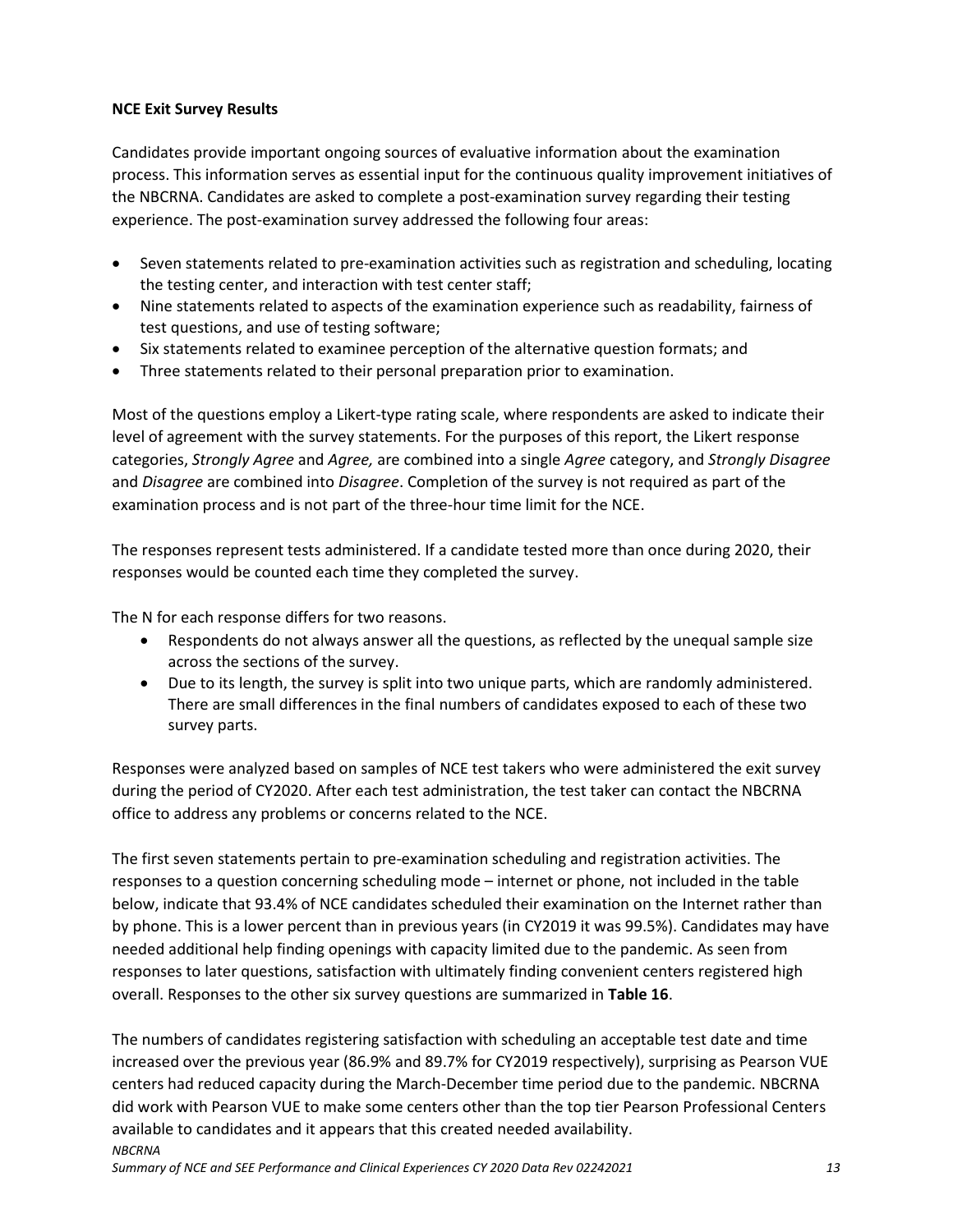**NCE Exit Survey Results**

Candidates provide important ongoing sources of evaluative information about the examination process. This information serves as essential input for the continuous quality improvement initiatives of the NBCRNA. Candidates are asked to complete a post-examination survey regarding their testing experience. The post-examination survey addressed the following four areas:

- Seven statements related to pre-examination activities such as registration and scheduling, locating the testing center, and interaction with test center staff;
- Nine statements related to aspects of the examination experience such as readability, fairness of test questions, and use of testing software;
- Six statements related to examinee perception of the alternative question formats; and
- Three statements related to their personal preparation prior to examination.

Most of the questions employ a Likert-type rating scale, where respondents are asked to indicate their level of agreement with the survey statements. For the purposes of this report, the Likert response categories, *Strongly Agree* and *Agree,* are combined into a single *Agree* category, and *Strongly Disagree* and *Disagree* are combined into *Disagree*. Completion of the survey is not required as part of the examination process and is not part of the three-hour time limit for the NCE.

The responses represent tests administered. If a candidate tested more than once during 2020, their responses would be counted each time they completed the survey.

The N for each response differs for two reasons.

- Respondents do not always answer all the questions, as reflected by the unequal sample size across the sections of the survey.
- Due to its length, the survey is split into two unique parts, which are randomly administered. There are small differences in the final numbers of candidates exposed to each of these two survey parts.

Responses were analyzed based on samples of NCE test takers who were administered the exit survey during the period of CY2020. After each test administration, the test taker can contact the NBCRNA office to address any problems or concerns related to the NCE.

The first seven statements pertain to pre-examination scheduling and registration activities. The responses to a question concerning scheduling mode – internet or phone, not included in the table below, indicate that 93.4% of NCE candidates scheduled their examination on the Internet rather than by phone. This is a lower percent than in previous years (in CY2019 it was 99.5%). Candidates may have needed additional help finding openings with capacity limited due to the pandemic. As seen from responses to later questions, satisfaction with ultimately finding convenient centers registered high overall. Responses to the other six survey questions are summarized in **Table 16**.

The numbers of candidates registering satisfaction with scheduling an acceptable test date and time increased over the previous year (86.9% and 89.7% for CY2019 respectively), surprising as Pearson VUE centers had reduced capacity during the March-December time period due to the pandemic. NBCRNA did work with Pearson VUE to make some centers other than the top tier Pearson Professional Centers available to candidates and it appears that this created needed availability.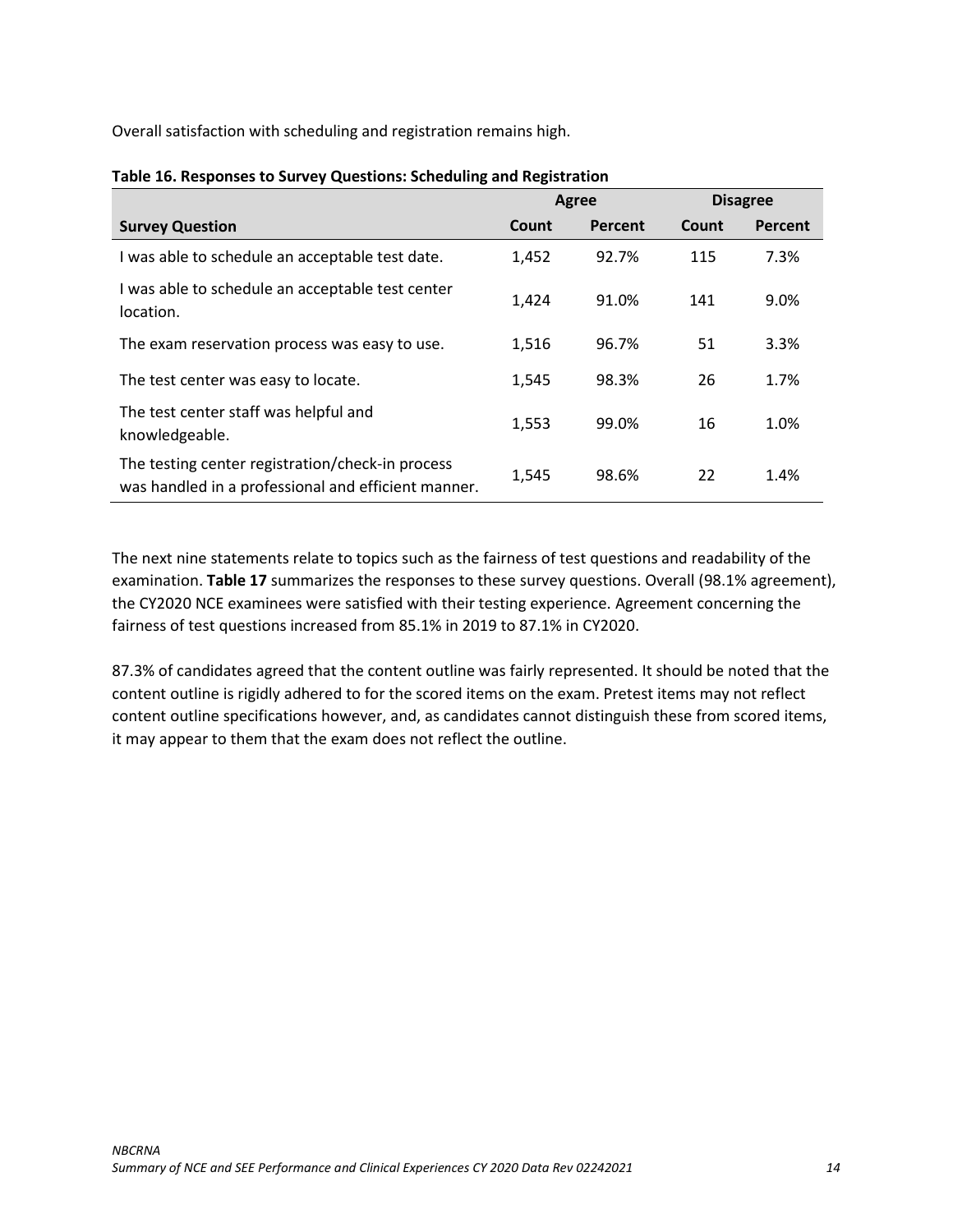Overall satisfaction with scheduling and registration remains high.

**Table 16. Responses to Survey Questions: Scheduling and Registration**

| | Agree | | Disagree | |
|---|---|---|---|---|
| **Survey Question** | **Count** | **Percent** | **Count** | **Percent** |
| I was able to schedule an acceptable test date. | 1,452 | 92.7% | 115 | 7.3% |
| I was able to schedule an acceptable test center location. | 1,424 | 91.0% | 141 | 9.0% |
| The exam reservation process was easy to use. | 1,516 | 96.7% | 51 | 3.3% |
| The test center was easy to locate. | 1,545 | 98.3% | 26 | 1.7% |
| The test center staff was helpful and knowledgeable. | 1,553 | 99.0% | 16 | 1.0% |
| The testing center registration/check-in process was handled in a professional and efficient manner. | 1,545 | 98.6% | 22 | 1.4% |

The next nine statements relate to topics such as the fairness of test questions and readability of the examination. **Table 17** summarizes the responses to these survey questions. Overall (98.1% agreement), the CY2020 NCE examinees were satisfied with their testing experience. Agreement concerning the fairness of test questions increased from 85.1% in 2019 to 87.1% in CY2020.

87.3% of candidates agreed that the content outline was fairly represented. It should be noted that the content outline is rigidly adhered to for the scored items on the exam. Pretest items may not reflect content outline specifications however, and, as candidates cannot distinguish these from scored items, it may appear to them that the exam does not reflect the outline.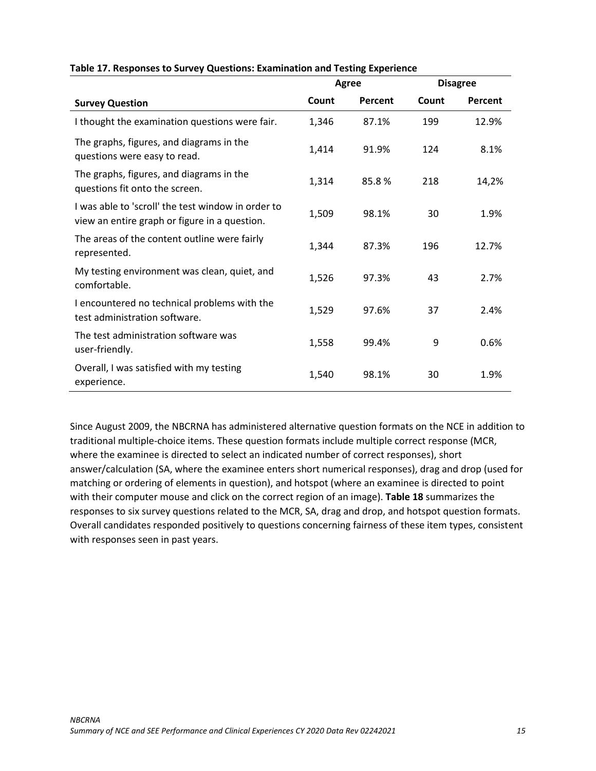**Table 17. Responses to Survey Questions: Examination and Testing Experience**

| | Agree | | Disagree | |
|---|---|---|---|---|
| **Survey Question** | **Count** | **Percent** | **Count** | **Percent** |
| I thought the examination questions were fair. | 1,346 | 87.1% | 199 | 12.9% |
| The graphs, figures, and diagrams in the questions were easy to read. | 1,414 | 91.9% | 124 | 8.1% |
| The graphs, figures, and diagrams in the questions fit onto the screen. | 1,314 | 85.8 % | 218 | 14,2% |
| I was able to 'scroll' the test window in order to view an entire graph or figure in a question. | 1,509 | 98.1% | 30 | 1.9% |
| The areas of the content outline were fairly represented. | 1,344 | 87.3% | 196 | 12.7% |
| My testing environment was clean, quiet, and comfortable. | 1,526 | 97.3% | 43 | 2.7% |
| I encountered no technical problems with the test administration software. | 1,529 | 97.6% | 37 | 2.4% |
| The test administration software was user-friendly. | 1,558 | 99.4% | 9 | 0.6% |
| Overall, I was satisfied with my testing experience. | 1,540 | 98.1% | 30 | 1.9% |

Since August 2009, the NBCRNA has administered alternative question formats on the NCE in addition to traditional multiple-choice items. These question formats include multiple correct response (MCR, where the examinee is directed to select an indicated number of correct responses), short answer/calculation (SA, where the examinee enters short numerical responses), drag and drop (used for matching or ordering of elements in question), and hotspot (where an examinee is directed to point with their computer mouse and click on the correct region of an image). **Table 18** summarizes the responses to six survey questions related to the MCR, SA, drag and drop, and hotspot question formats. Overall candidates responded positively to questions concerning fairness of these item types, consistent with responses seen in past years.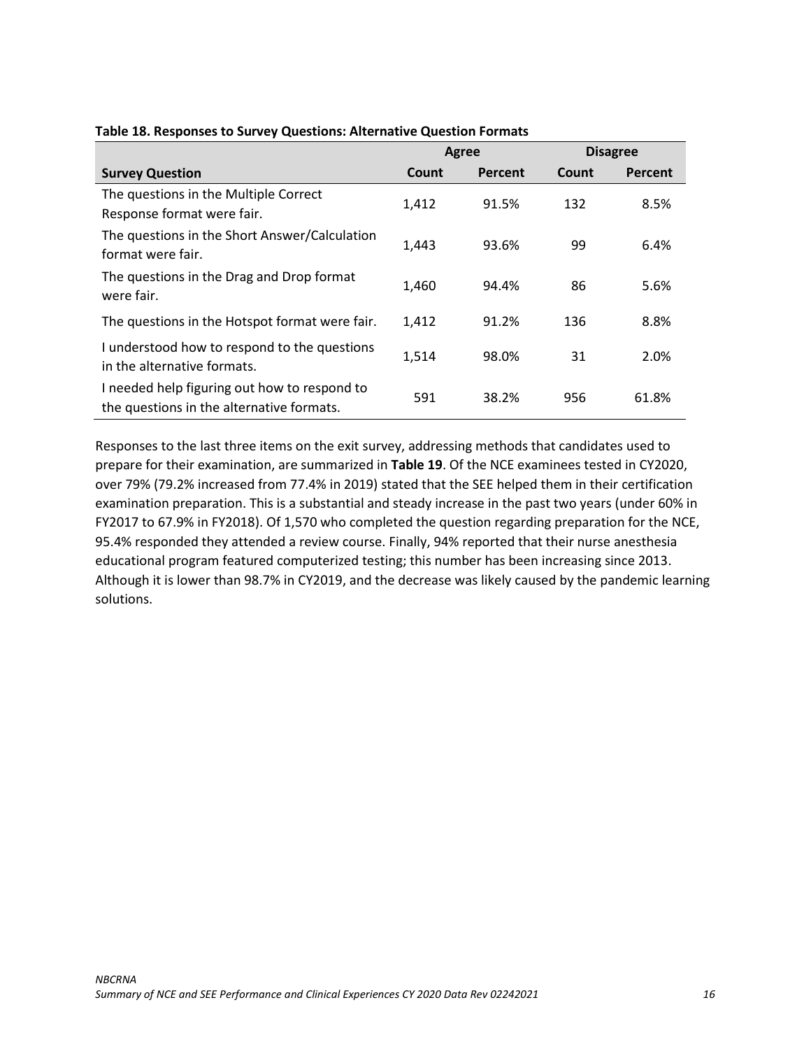**Table 18. Responses to Survey Questions: Alternative Question Formats**

| | Agree | | Disagree | |
|---|---|---|---|---|
| **Survey Question** | **Count** | **Percent** | **Count** | **Percent** |
| The questions in the Multiple Correct Response format were fair. | 1,412 | 91.5% | 132 | 8.5% |
| The questions in the Short Answer/Calculation format were fair. | 1,443 | 93.6% | 99 | 6.4% |
| The questions in the Drag and Drop format were fair. | 1,460 | 94.4% | 86 | 5.6% |
| The questions in the Hotspot format were fair. | 1,412 | 91.2% | 136 | 8.8% |
| I understood how to respond to the questions in the alternative formats. | 1,514 | 98.0% | 31 | 2.0% |
| I needed help figuring out how to respond to the questions in the alternative formats. | 591 | 38.2% | 956 | 61.8% |

Responses to the last three items on the exit survey, addressing methods that candidates used to prepare for their examination, are summarized in **Table 19**. Of the NCE examinees tested in CY2020, over 79% (79.2% increased from 77.4% in 2019) stated that the SEE helped them in their certification examination preparation. This is a substantial and steady increase in the past two years (under 60% in FY2017 to 67.9% in FY2018). Of 1,570 who completed the question regarding preparation for the NCE, 95.4% responded they attended a review course. Finally, 94% reported that their nurse anesthesia educational program featured computerized testing; this number has been increasing since 2013. Although it is lower than 98.7% in CY2019, and the decrease was likely caused by the pandemic learning solutions.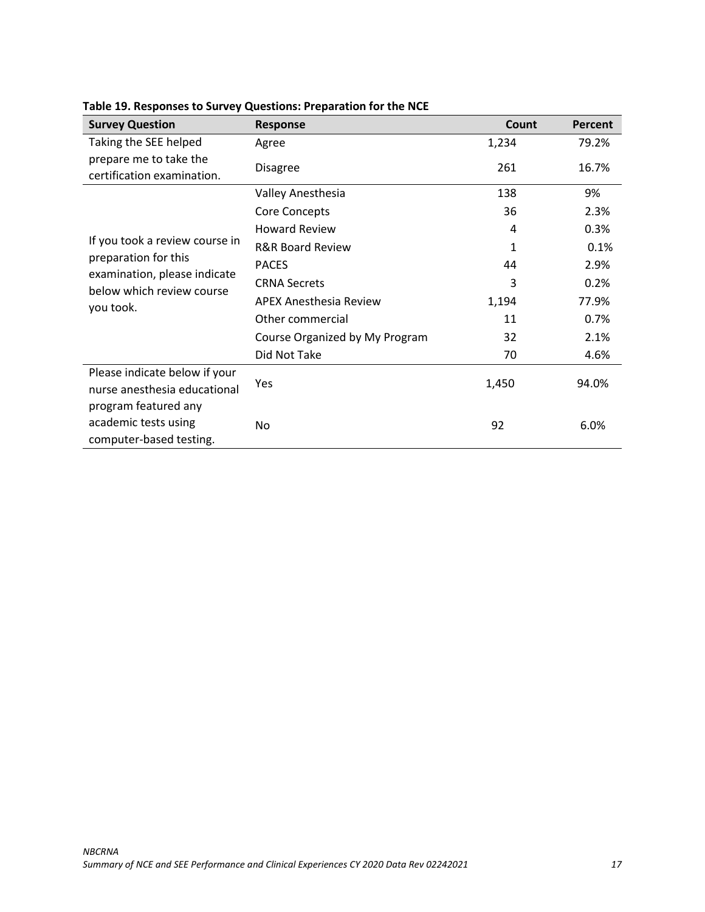**Table 19. Responses to Survey Questions: Preparation for the NCE**

| Survey Question | Response | Count | Percent |
|---|---|---|---|
| Taking the SEE helped prepare me to take the certification examination. | Agree | 1,234 | 79.2% |
| | Disagree | 261 | 16.7% |
| If you took a review course in preparation for this examination, please indicate below which review course you took. | Valley Anesthesia | 138 | 9% |
| | Core Concepts | 36 | 2.3% |
| | Howard Review | 4 | 0.3% |
| | R&R Board Review | 1 | 0.1% |
| | PACES | 44 | 2.9% |
| | CRNA Secrets | 3 | 0.2% |
| | APEX Anesthesia Review | 1,194 | 77.9% |
| | Other commercial | 11 | 0.7% |
| | Course Organized by My Program | 32 | 2.1% |
| | Did Not Take | 70 | 4.6% |
| Please indicate below if your nurse anesthesia educational program featured any academic tests using computer-based testing. | Yes | 1,450 | 94.0% |
| | No | 92 | 6.0% |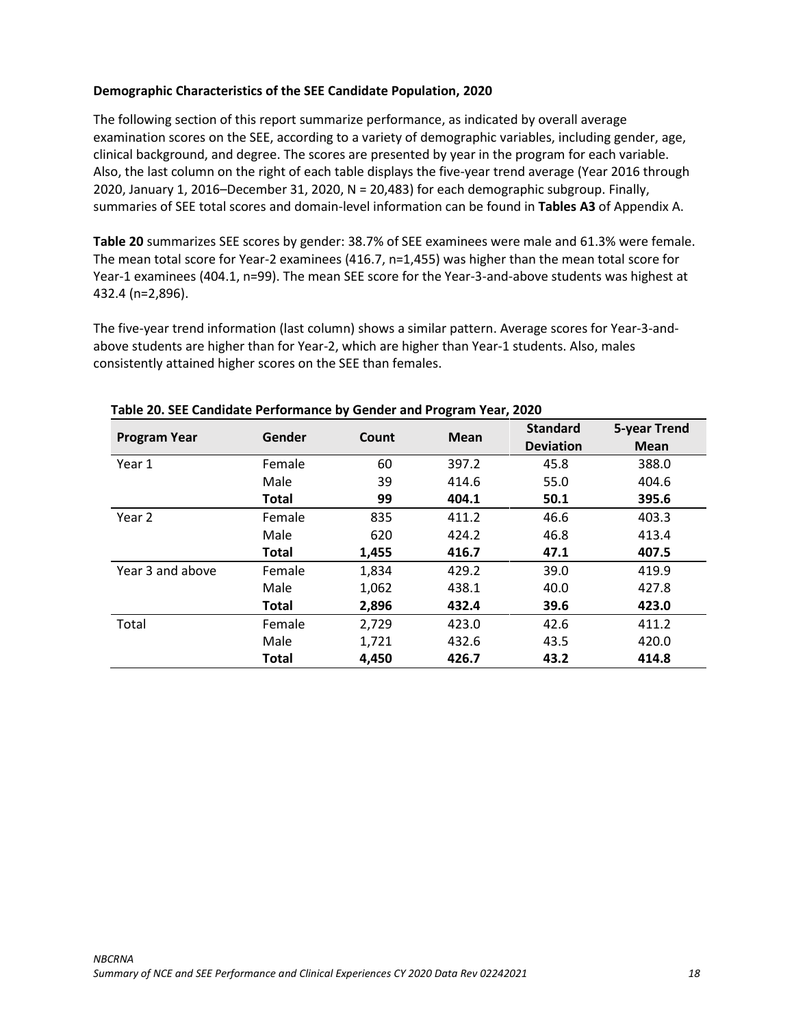**Demographic Characteristics of the SEE Candidate Population, 2020**

The following section of this report summarize performance, as indicated by overall average examination scores on the SEE, according to a variety of demographic variables, including gender, age, clinical background, and degree. The scores are presented by year in the program for each variable. Also, the last column on the right of each table displays the five-year trend average (Year 2016 through 2020, January 1, 2016–December 31, 2020, N = 20,483) for each demographic subgroup. Finally, summaries of SEE total scores and domain-level information can be found in **Tables A3** of Appendix A.

**Table 20** summarizes SEE scores by gender: 38.7% of SEE examinees were male and 61.3% were female. The mean total score for Year-2 examinees (416.7, n=1,455) was higher than the mean total score for Year-1 examinees (404.1, n=99). The mean SEE score for the Year-3-and-above students was highest at 432.4 (n=2,896).

The five-year trend information (last column) shows a similar pattern. Average scores for Year-3-and-above students are higher than for Year-2, which are higher than Year-1 students. Also, males consistently attained higher scores on the SEE than females.

**Table 20. SEE Candidate Performance by Gender and Program Year, 2020**

| Program Year | Gender | Count | Mean | Standard Deviation | 5-year Trend Mean |
|---|---|---|---|---|---|
| Year 1 | Female | 60 | 397.2 | 45.8 | 388.0 |
| | Male | 39 | 414.6 | 55.0 | 404.6 |
| | **Total** | **99** | **404.1** | **50.1** | **395.6** |
| Year 2 | Female | 835 | 411.2 | 46.6 | 403.3 |
| | Male | 620 | 424.2 | 46.8 | 413.4 |
| | **Total** | **1,455** | **416.7** | **47.1** | **407.5** |
| Year 3 and above | Female | 1,834 | 429.2 | 39.0 | 419.9 |
| | Male | 1,062 | 438.1 | 40.0 | 427.8 |
| | **Total** | **2,896** | **432.4** | **39.6** | **423.0** |
| Total | Female | 2,729 | 423.0 | 42.6 | 411.2 |
| | Male | 1,721 | 432.6 | 43.5 | 420.0 |
| | **Total** | **4,450** | **426.7** | **43.2** | **414.8** |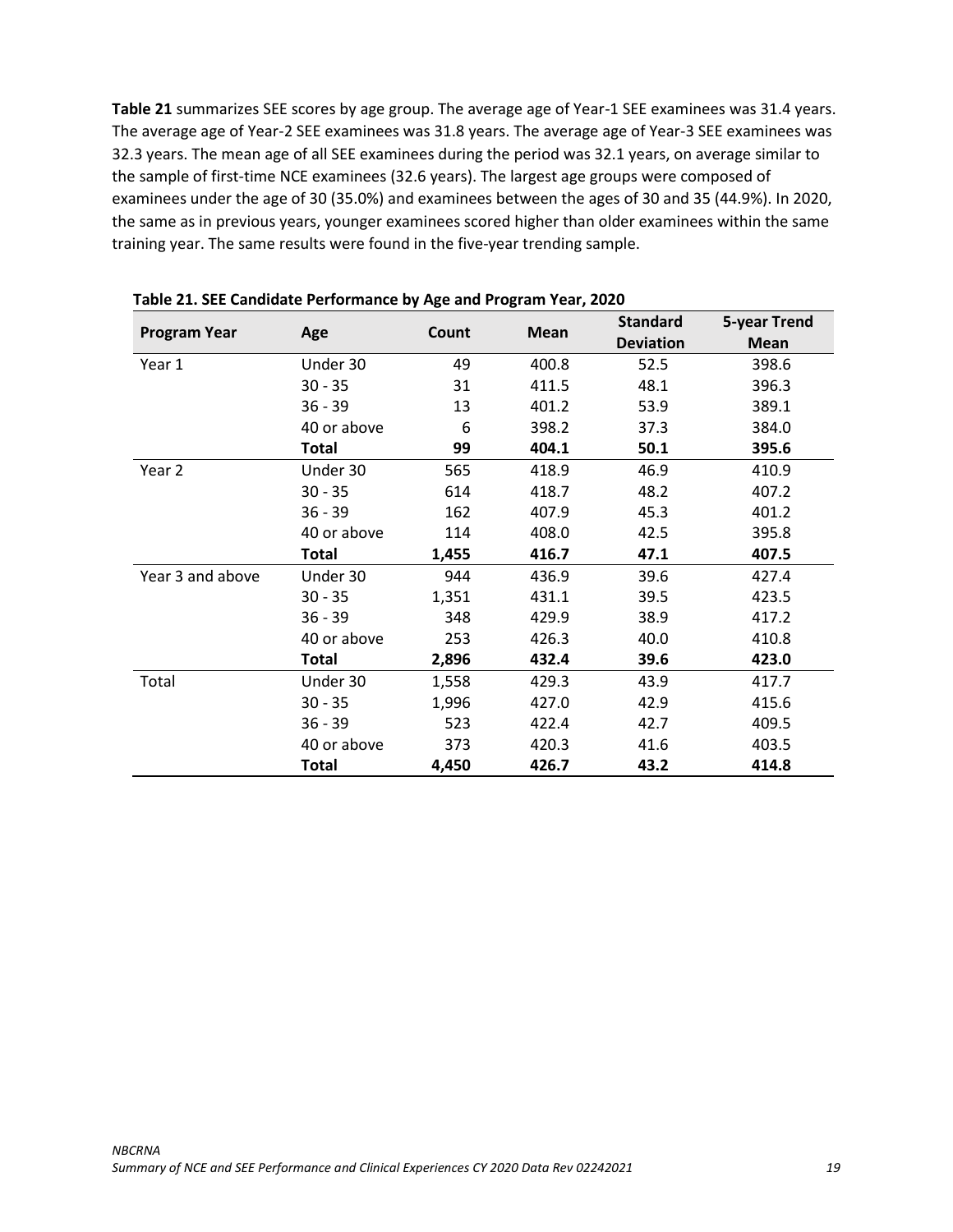**Table 21** summarizes SEE scores by age group. The average age of Year-1 SEE examinees was 31.4 years. The average age of Year-2 SEE examinees was 31.8 years. The average age of Year-3 SEE examinees was 32.3 years. The mean age of all SEE examinees during the period was 32.1 years, on average similar to the sample of first-time NCE examinees (32.6 years). The largest age groups were composed of examinees under the age of 30 (35.0%) and examinees between the ages of 30 and 35 (44.9%). In 2020, the same as in previous years, younger examinees scored higher than older examinees within the same training year. The same results were found in the five-year trending sample.

**Table 21. SEE Candidate Performance by Age and Program Year, 2020**

| Program Year | Age | Count | Mean | Standard Deviation | 5-year Trend Mean |
|---|---|---|---|---|---|
| Year 1 | Under 30 | 49 | 400.8 | 52.5 | 398.6 |
| | 30 - 35 | 31 | 411.5 | 48.1 | 396.3 |
| | 36 - 39 | 13 | 401.2 | 53.9 | 389.1 |
| | 40 or above | 6 | 398.2 | 37.3 | 384.0 |
| | **Total** | **99** | **404.1** | **50.1** | **395.6** |
| Year 2 | Under 30 | 565 | 418.9 | 46.9 | 410.9 |
| | 30 - 35 | 614 | 418.7 | 48.2 | 407.2 |
| | 36 - 39 | 162 | 407.9 | 45.3 | 401.2 |
| | 40 or above | 114 | 408.0 | 42.5 | 395.8 |
| | **Total** | **1,455** | **416.7** | **47.1** | **407.5** |
| Year 3 and above | Under 30 | 944 | 436.9 | 39.6 | 427.4 |
| | 30 - 35 | 1,351 | 431.1 | 39.5 | 423.5 |
| | 36 - 39 | 348 | 429.9 | 38.9 | 417.2 |
| | 40 or above | 253 | 426.3 | 40.0 | 410.8 |
| | **Total** | **2,896** | **432.4** | **39.6** | **423.0** |
| Total | Under 30 | 1,558 | 429.3 | 43.9 | 417.7 |
| | 30 - 35 | 1,996 | 427.0 | 42.9 | 415.6 |
| | 36 - 39 | 523 | 422.4 | 42.7 | 409.5 |
| | 40 or above | 373 | 420.3 | 41.6 | 403.5 |
| | **Total** | **4,450** | **426.7** | **43.2** | **414.8** |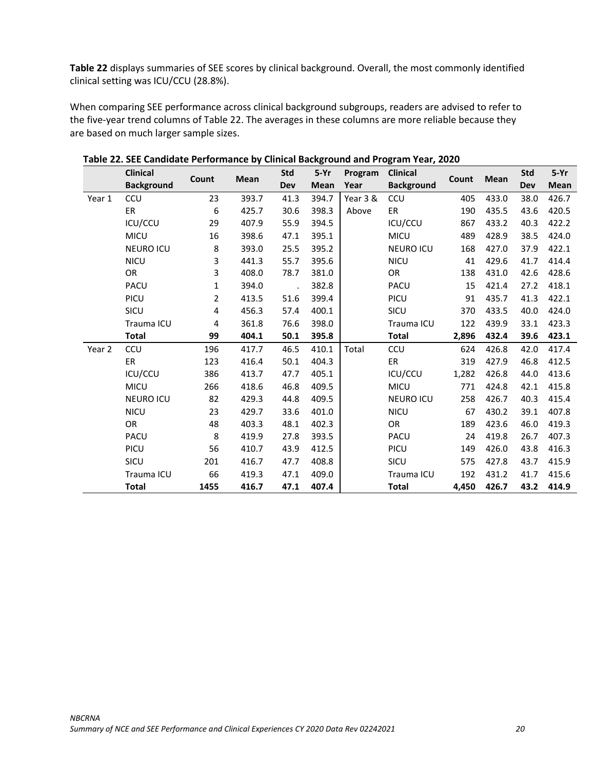**Table 22** displays summaries of SEE scores by clinical background. Overall, the most commonly identified clinical setting was ICU/CCU (28.8%).

When comparing SEE performance across clinical background subgroups, readers are advised to refer to the five-year trend columns of Table 22. The averages in these columns are more reliable because they are based on much larger sample sizes.

**Table 22. SEE Candidate Performance by Clinical Background and Program Year, 2020**

| | Clinical Background | Count | Mean | Std Dev | 5-Yr Mean | Program Year | Clinical Background | Count | Mean | Std Dev | 5-Yr Mean |
|---|---|---|---|---|---|---|---|---|---|---|---|
| Year 1 | CCU | 23 | 393.7 | 41.3 | 394.7 | Year 3 & Above | CCU | 405 | 433.0 | 38.0 | 426.7 |
| | ER | 6 | 425.7 | 30.6 | 398.3 | | ER | 190 | 435.5 | 43.6 | 420.5 |
| | ICU/CCU | 29 | 407.9 | 55.9 | 394.5 | | ICU/CCU | 867 | 433.2 | 40.3 | 422.2 |
| | MICU | 16 | 398.6 | 47.1 | 395.1 | | MICU | 489 | 428.9 | 38.5 | 424.0 |
| | NEURO ICU | 8 | 393.0 | 25.5 | 395.2 | | NEURO ICU | 168 | 427.0 | 37.9 | 422.1 |
| | NICU | 3 | 441.3 | 55.7 | 395.6 | | NICU | 41 | 429.6 | 41.7 | 414.4 |
| | OR | 3 | 408.0 | 78.7 | 381.0 | | OR | 138 | 431.0 | 42.6 | 428.6 |
| | PACU | 1 | 394.0 | . | 382.8 | | PACU | 15 | 421.4 | 27.2 | 418.1 |
| | PICU | 2 | 413.5 | 51.6 | 399.4 | | PICU | 91 | 435.7 | 41.3 | 422.1 |
| | SICU | 4 | 456.3 | 57.4 | 400.1 | | SICU | 370 | 433.5 | 40.0 | 424.0 |
| | Trauma ICU | 4 | 361.8 | 76.6 | 398.0 | | Trauma ICU | 122 | 439.9 | 33.1 | 423.3 |
| | **Total** | **99** | **404.1** | **50.1** | **395.8** | | **Total** | **2,896** | **432.4** | **39.6** | **423.1** |
| Year 2 | CCU | 196 | 417.7 | 46.5 | 410.1 | Total | CCU | 624 | 426.8 | 42.0 | 417.4 |
| | ER | 123 | 416.4 | 50.1 | 404.3 | | ER | 319 | 427.9 | 46.8 | 412.5 |
| | ICU/CCU | 386 | 413.7 | 47.7 | 405.1 | | ICU/CCU | 1,282 | 426.8 | 44.0 | 413.6 |
| | MICU | 266 | 418.6 | 46.8 | 409.5 | | MICU | 771 | 424.8 | 42.1 | 415.8 |
| | NEURO ICU | 82 | 429.3 | 44.8 | 409.5 | | NEURO ICU | 258 | 426.7 | 40.3 | 415.4 |
| | NICU | 23 | 429.7 | 33.6 | 401.0 | | NICU | 67 | 430.2 | 39.1 | 407.8 |
| | OR | 48 | 403.3 | 48.1 | 402.3 | | OR | 189 | 423.6 | 46.0 | 419.3 |
| | PACU | 8 | 419.9 | 27.8 | 393.5 | | PACU | 24 | 419.8 | 26.7 | 407.3 |
| | PICU | 56 | 410.7 | 43.9 | 412.5 | | PICU | 149 | 426.0 | 43.8 | 416.3 |
| | SICU | 201 | 416.7 | 47.7 | 408.8 | | SICU | 575 | 427.8 | 43.7 | 415.9 |
| | Trauma ICU | 66 | 419.3 | 47.1 | 409.0 | | Trauma ICU | 192 | 431.2 | 41.7 | 415.6 |
| | **Total** | **1455** | **416.7** | **47.1** | **407.4** | | **Total** | **4,450** | **426.7** | **43.2** | **414.9** |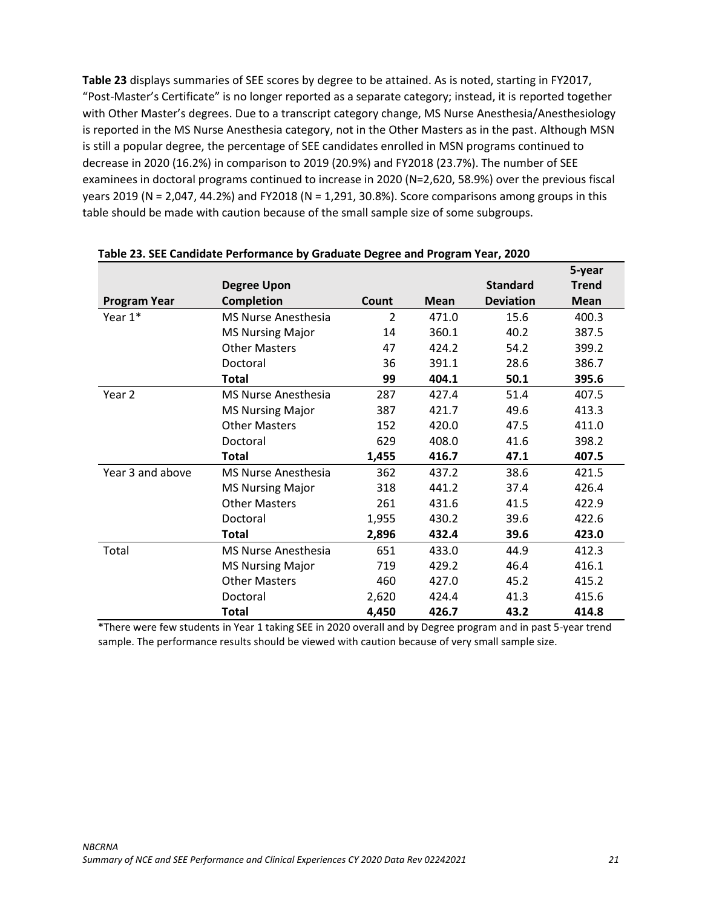**Table 23** displays summaries of SEE scores by degree to be attained. As is noted, starting in FY2017, "Post-Master's Certificate" is no longer reported as a separate category; instead, it is reported together with Other Master's degrees. Due to a transcript category change, MS Nurse Anesthesia/Anesthesiology is reported in the MS Nurse Anesthesia category, not in the Other Masters as in the past. Although MSN is still a popular degree, the percentage of SEE candidates enrolled in MSN programs continued to decrease in 2020 (16.2%) in comparison to 2019 (20.9%) and FY2018 (23.7%). The number of SEE examinees in doctoral programs continued to increase in 2020 (N=2,620, 58.9%) over the previous fiscal years 2019 (N = 2,047, 44.2%) and FY2018 (N = 1,291, 30.8%). Score comparisons among groups in this table should be made with caution because of the small sample size of some subgroups.

**Table 23. SEE Candidate Performance by Graduate Degree and Program Year, 2020**

| Program Year | Degree Upon Completion | Count | Mean | Standard Deviation | 5-year Trend Mean |
|---|---|---|---|---|---|
| Year 1* | MS Nurse Anesthesia | 2 | 471.0 | 15.6 | 400.3 |
| | MS Nursing Major | 14 | 360.1 | 40.2 | 387.5 |
| | Other Masters | 47 | 424.2 | 54.2 | 399.2 |
| | Doctoral | 36 | 391.1 | 28.6 | 386.7 |
| | **Total** | **99** | **404.1** | **50.1** | **395.6** |
| Year 2 | MS Nurse Anesthesia | 287 | 427.4 | 51.4 | 407.5 |
| | MS Nursing Major | 387 | 421.7 | 49.6 | 413.3 |
| | Other Masters | 152 | 420.0 | 47.5 | 411.0 |
| | Doctoral | 629 | 408.0 | 41.6 | 398.2 |
| | **Total** | **1,455** | **416.7** | **47.1** | **407.5** |
| Year 3 and above | MS Nurse Anesthesia | 362 | 437.2 | 38.6 | 421.5 |
| | MS Nursing Major | 318 | 441.2 | 37.4 | 426.4 |
| | Other Masters | 261 | 431.6 | 41.5 | 422.9 |
| | Doctoral | 1,955 | 430.2 | 39.6 | 422.6 |
| | **Total** | **2,896** | **432.4** | **39.6** | **423.0** |
| Total | MS Nurse Anesthesia | 651 | 433.0 | 44.9 | 412.3 |
| | MS Nursing Major | 719 | 429.2 | 46.4 | 416.1 |
| | Other Masters | 460 | 427.0 | 45.2 | 415.2 |
| | Doctoral | 2,620 | 424.4 | 41.3 | 415.6 |
| | **Total** | **4,450** | **426.7** | **43.2** | **414.8** |

*There were few students in Year 1 taking SEE in 2020 overall and by Degree program and in past 5-year trend sample. The performance results should be viewed with caution because of very small sample size.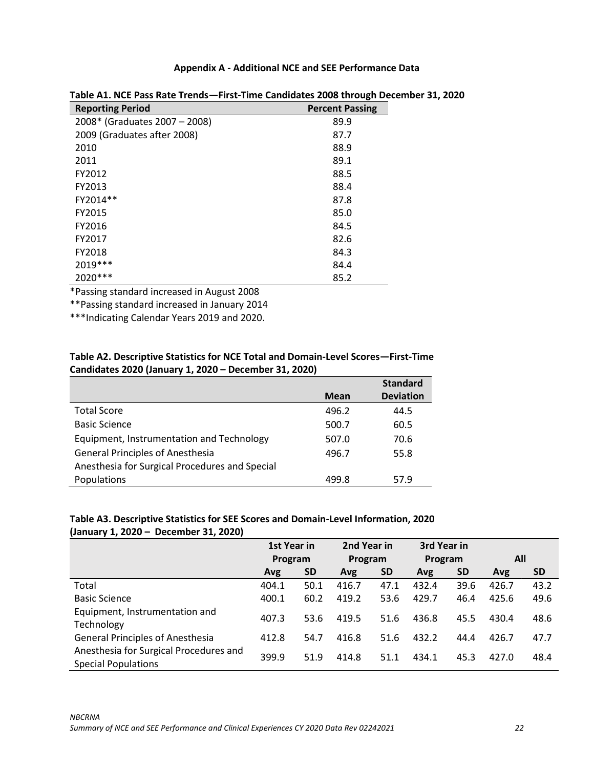## Appendix A - Additional NCE and SEE Performance Data

**Table A1. NCE Pass Rate Trends—First-Time Candidates 2008 through December 31, 2020**

| Reporting Period | Percent Passing |
|---|---|
| 2008* (Graduates 2007 – 2008) | 89.9 |
| 2009 (Graduates after 2008) | 87.7 |
| 2010 | 88.9 |
| 2011 | 89.1 |
| FY2012 | 88.5 |
| FY2013 | 88.4 |
| FY2014** | 87.8 |
| FY2015 | 85.0 |
| FY2016 | 84.5 |
| FY2017 | 82.6 |
| FY2018 | 84.3 |
| 2019*** | 84.4 |
| 2020*** | 85.2 |

*Passing standard increased in August 2008

**Passing standard increased in January 2014

***Indicating Calendar Years 2019 and 2020.

**Table A2. Descriptive Statistics for NCE Total and Domain-Level Scores—First-Time Candidates 2020 (January 1, 2020 – December 31, 2020)**

| | Mean | Standard Deviation |
|---|---|---|
| Total Score | 496.2 | 44.5 |
| Basic Science | 500.7 | 60.5 |
| Equipment, Instrumentation and Technology | 507.0 | 70.6 |
| General Principles of Anesthesia | 496.7 | 55.8 |
| Anesthesia for Surgical Procedures and Special Populations | 499.8 | 57.9 |

**Table A3. Descriptive Statistics for SEE Scores and Domain-Level Information, 2020 (January 1, 2020 – December 31, 2020)**

| | 1st Year in Program | | 2nd Year in Program | | 3rd Year in Program | | All | |
|---|---|---|---|---|---|---|---|---|
| | Avg | SD | Avg | SD | Avg | SD | Avg | SD |
| Total | 404.1 | 50.1 | 416.7 | 47.1 | 432.4 | 39.6 | 426.7 | 43.2 |
| Basic Science | 400.1 | 60.2 | 419.2 | 53.6 | 429.7 | 46.4 | 425.6 | 49.6 |
| Equipment, Instrumentation and Technology | 407.3 | 53.6 | 419.5 | 51.6 | 436.8 | 45.5 | 430.4 | 48.6 |
| General Principles of Anesthesia | 412.8 | 54.7 | 416.8 | 51.6 | 432.2 | 44.4 | 426.7 | 47.7 |
| Anesthesia for Surgical Procedures and Special Populations | 399.9 | 51.9 | 414.8 | 51.1 | 434.1 | 45.3 | 427.0 | 48.4 |